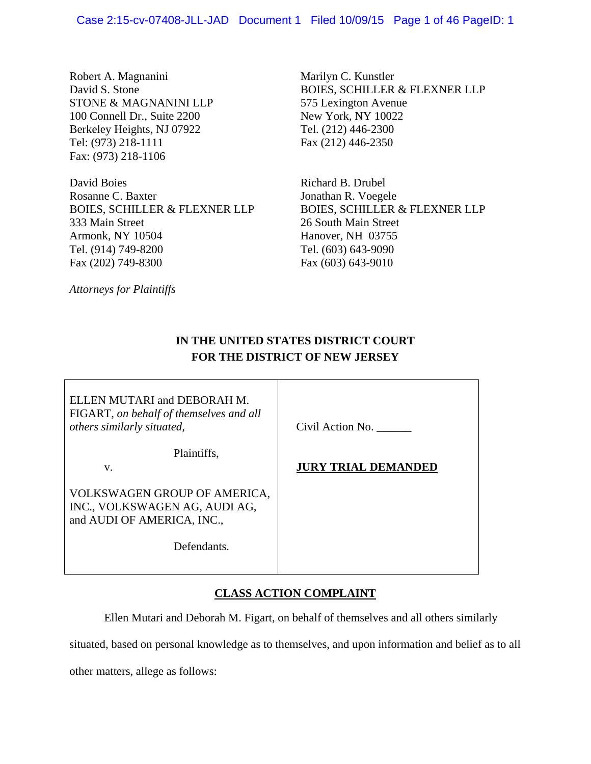Robert A. Magnanini
David S. Stone
STONE & MAGNANINI LLP
100 Connell Dr., Suite 2200
Berkeley Heights, NJ 07922
Tel: (973) 218-1111
Fax: (973) 218-1106

Marilyn C. Kunstler
BOIES, SCHILLER & FLEXNER LLP
575 Lexington Avenue
New York, NY 10022
Tel. (212) 446-2300
Fax (212) 446-2350

David Boies
Rosanne C. Baxter
BOIES, SCHILLER & FLEXNER LLP
333 Main Street
Armonk, NY 10504
Tel. (914) 749-8200
Fax (202) 749-8300

Richard B. Drubel
Jonathan R. Voegele
BOIES, SCHILLER & FLEXNER LLP
26 South Main Street
Hanover, NH 03755
Tel. (603) 643-9090
Fax (603) 643-9010

*Attorneys for Plaintiffs*

**IN THE UNITED STATES DISTRICT COURT**
**FOR THE DISTRICT OF NEW JERSEY**

| | |
|---|---|
| ELLEN MUTARI and DEBORAH M. FIGART, *on behalf of themselves and all others similarly situated,*<br><br>Plaintiffs,<br>v.<br><br>VOLKSWAGEN GROUP OF AMERICA, INC., VOLKSWAGEN AG, AUDI AG, and AUDI OF AMERICA, INC.,<br><br>Defendants. | Civil Action No. ______<br><br>**JURY TRIAL DEMANDED** |

**CLASS ACTION COMPLAINT**

Ellen Mutari and Deborah M. Figart, on behalf of themselves and all others similarly situated, based on personal knowledge as to themselves, and upon information and belief as to all other matters, allege as follows: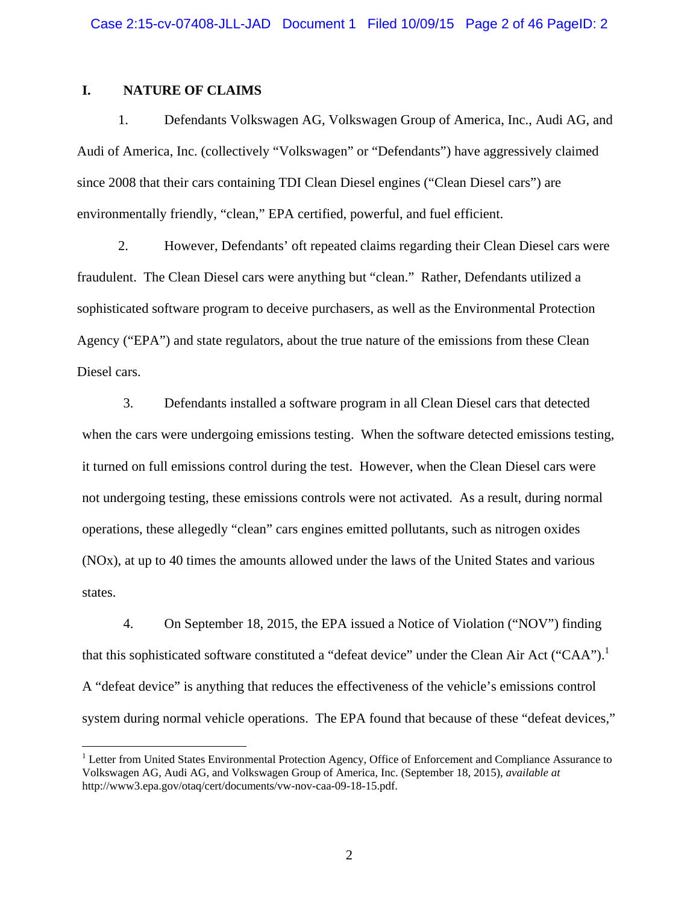## I. NATURE OF CLAIMS

1. Defendants Volkswagen AG, Volkswagen Group of America, Inc., Audi AG, and Audi of America, Inc. (collectively "Volkswagen" or "Defendants") have aggressively claimed since 2008 that their cars containing TDI Clean Diesel engines ("Clean Diesel cars") are environmentally friendly, "clean," EPA certified, powerful, and fuel efficient.

2. However, Defendants' oft repeated claims regarding their Clean Diesel cars were fraudulent. The Clean Diesel cars were anything but "clean." Rather, Defendants utilized a sophisticated software program to deceive purchasers, as well as the Environmental Protection Agency ("EPA") and state regulators, about the true nature of the emissions from these Clean Diesel cars.

3. Defendants installed a software program in all Clean Diesel cars that detected when the cars were undergoing emissions testing. When the software detected emissions testing, it turned on full emissions control during the test. However, when the Clean Diesel cars were not undergoing testing, these emissions controls were not activated. As a result, during normal operations, these allegedly "clean" cars engines emitted pollutants, such as nitrogen oxides (NOx), at up to 40 times the amounts allowed under the laws of the United States and various states.

4. On September 18, 2015, the EPA issued a Notice of Violation ("NOV") finding that this sophisticated software constituted a "defeat device" under the Clean Air Act ("CAA").[1] A "defeat device" is anything that reduces the effectiveness of the vehicle's emissions control system during normal vehicle operations. The EPA found that because of these "defeat devices,"

[1] Letter from United States Environmental Protection Agency, Office of Enforcement and Compliance Assurance to Volkswagen AG, Audi AG, and Volkswagen Group of America, Inc. (September 18, 2015), *available at* http://www3.epa.gov/otaq/cert/documents/vw-nov-caa-09-18-15.pdf.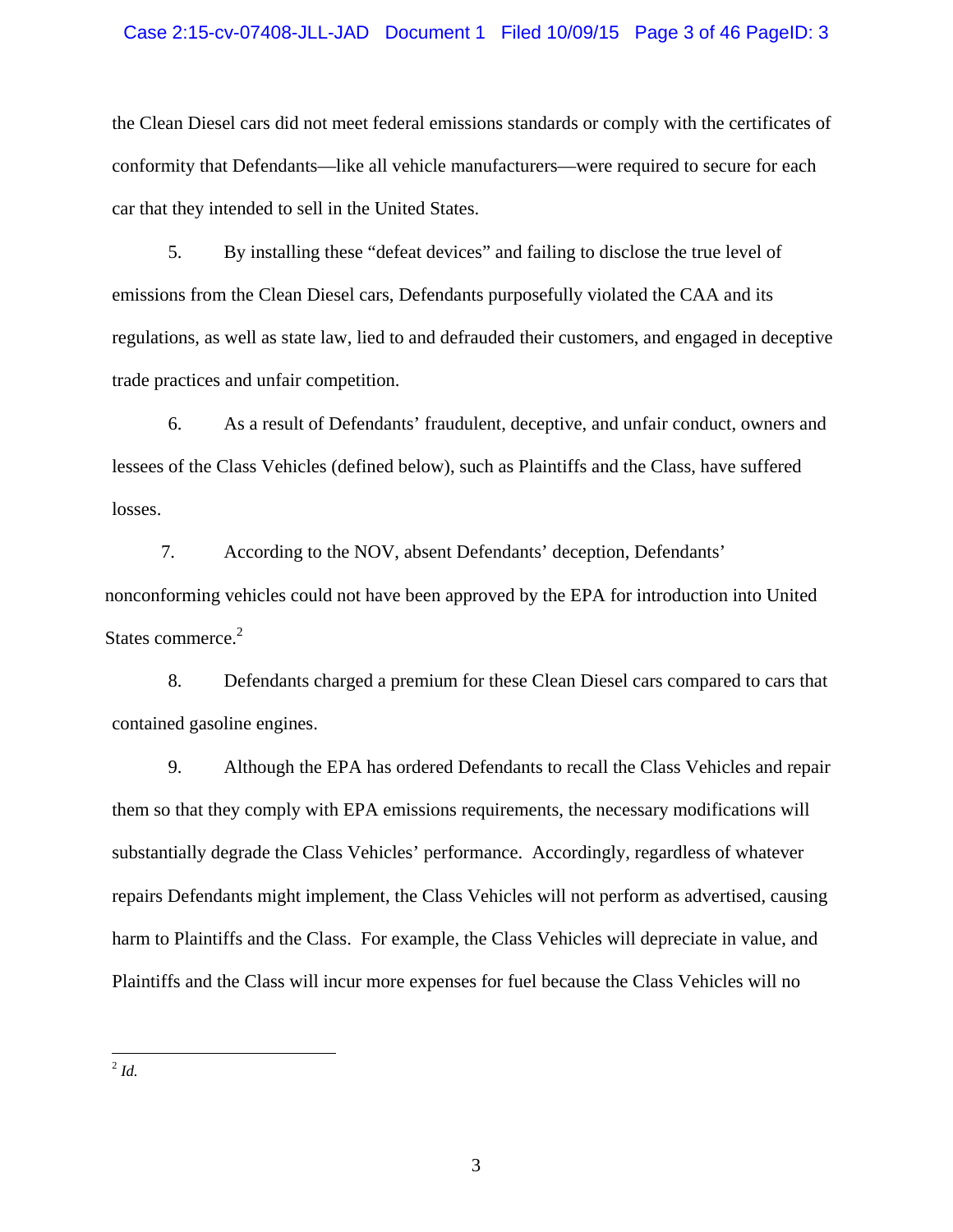the Clean Diesel cars did not meet federal emissions standards or comply with the certificates of conformity that Defendants—like all vehicle manufacturers—were required to secure for each car that they intended to sell in the United States.

5. By installing these "defeat devices" and failing to disclose the true level of emissions from the Clean Diesel cars, Defendants purposefully violated the CAA and its regulations, as well as state law, lied to and defrauded their customers, and engaged in deceptive trade practices and unfair competition.

6. As a result of Defendants' fraudulent, deceptive, and unfair conduct, owners and lessees of the Class Vehicles (defined below), such as Plaintiffs and the Class, have suffered losses.

7. According to the NOV, absent Defendants' deception, Defendants' nonconforming vehicles could not have been approved by the EPA for introduction into United States commerce.[2]

8. Defendants charged a premium for these Clean Diesel cars compared to cars that contained gasoline engines.

9. Although the EPA has ordered Defendants to recall the Class Vehicles and repair them so that they comply with EPA emissions requirements, the necessary modifications will substantially degrade the Class Vehicles' performance. Accordingly, regardless of whatever repairs Defendants might implement, the Class Vehicles will not perform as advertised, causing harm to Plaintiffs and the Class. For example, the Class Vehicles will depreciate in value, and Plaintiffs and the Class will incur more expenses for fuel because the Class Vehicles will no

---

[2] *Id.*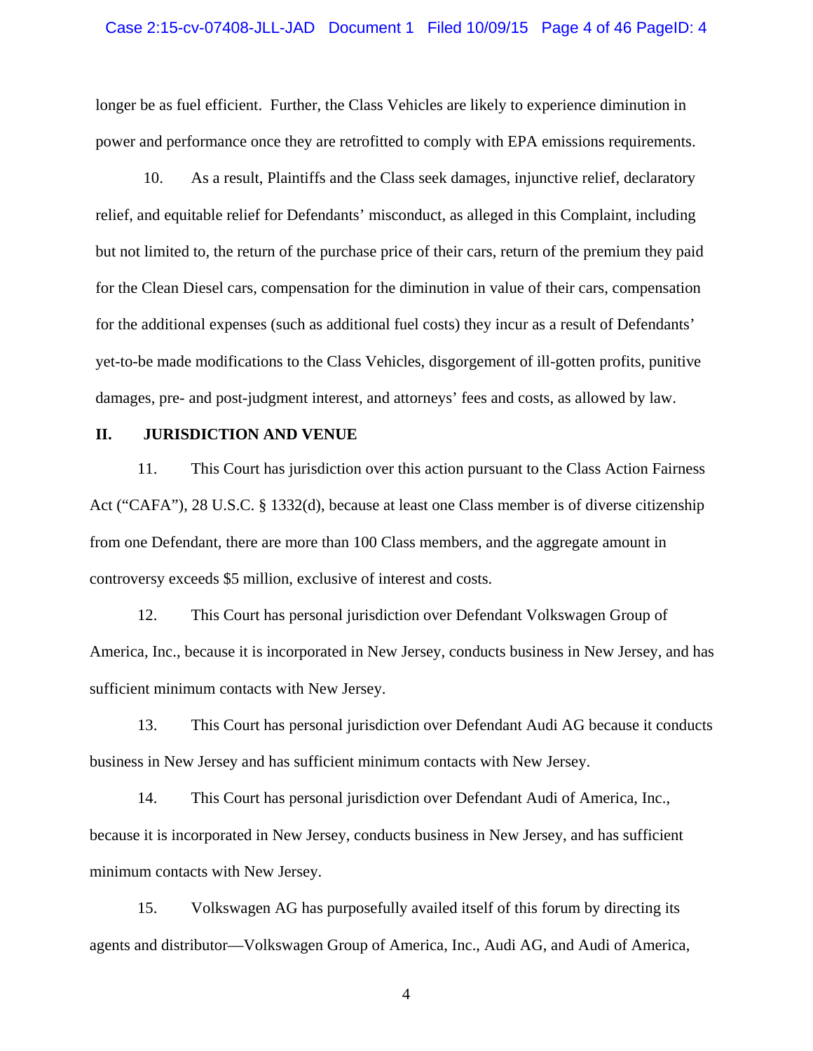longer be as fuel efficient. Further, the Class Vehicles are likely to experience diminution in power and performance once they are retrofitted to comply with EPA emissions requirements.

10. As a result, Plaintiffs and the Class seek damages, injunctive relief, declaratory relief, and equitable relief for Defendants' misconduct, as alleged in this Complaint, including but not limited to, the return of the purchase price of their cars, return of the premium they paid for the Clean Diesel cars, compensation for the diminution in value of their cars, compensation for the additional expenses (such as additional fuel costs) they incur as a result of Defendants' yet-to-be made modifications to the Class Vehicles, disgorgement of ill-gotten profits, punitive damages, pre- and post-judgment interest, and attorneys' fees and costs, as allowed by law.

## II. JURISDICTION AND VENUE

11. This Court has jurisdiction over this action pursuant to the Class Action Fairness Act ("CAFA"), 28 U.S.C. § 1332(d), because at least one Class member is of diverse citizenship from one Defendant, there are more than 100 Class members, and the aggregate amount in controversy exceeds $5 million, exclusive of interest and costs.

12. This Court has personal jurisdiction over Defendant Volkswagen Group of America, Inc., because it is incorporated in New Jersey, conducts business in New Jersey, and has sufficient minimum contacts with New Jersey.

13. This Court has personal jurisdiction over Defendant Audi AG because it conducts business in New Jersey and has sufficient minimum contacts with New Jersey.

14. This Court has personal jurisdiction over Defendant Audi of America, Inc., because it is incorporated in New Jersey, conducts business in New Jersey, and has sufficient minimum contacts with New Jersey.

15. Volkswagen AG has purposefully availed itself of this forum by directing its agents and distributor—Volkswagen Group of America, Inc., Audi AG, and Audi of America,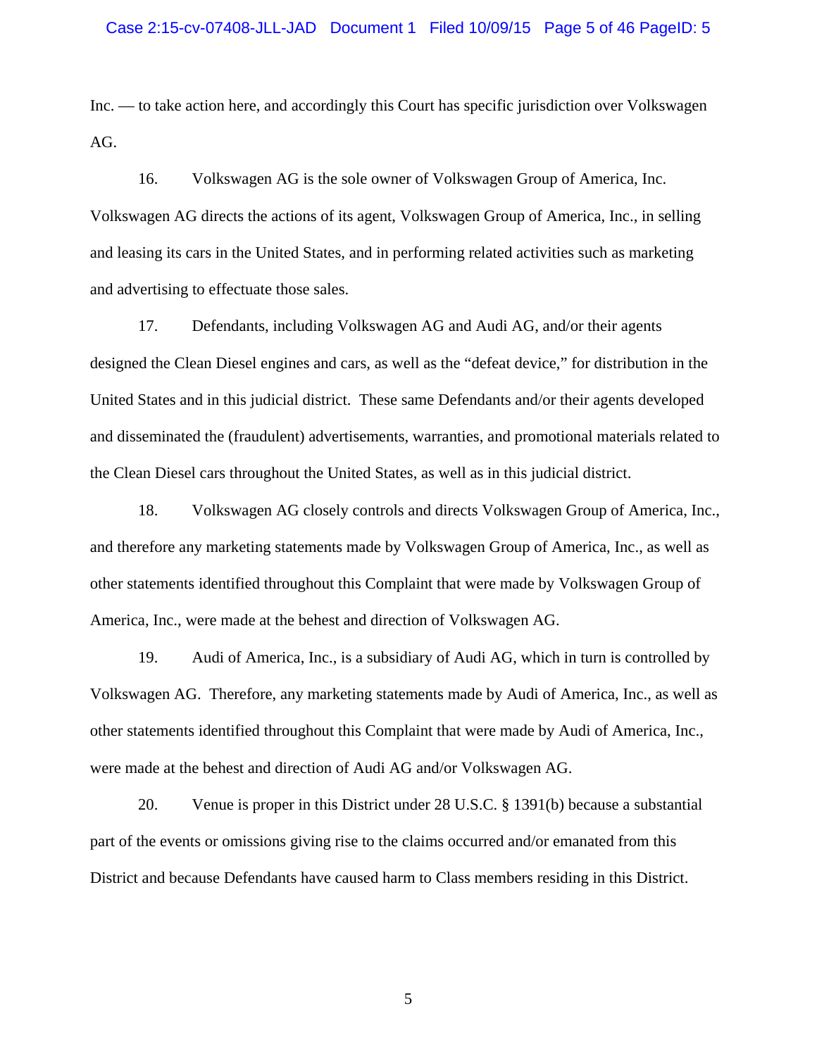Inc. — to take action here, and accordingly this Court has specific jurisdiction over Volkswagen AG.

16. Volkswagen AG is the sole owner of Volkswagen Group of America, Inc. Volkswagen AG directs the actions of its agent, Volkswagen Group of America, Inc., in selling and leasing its cars in the United States, and in performing related activities such as marketing and advertising to effectuate those sales.

17. Defendants, including Volkswagen AG and Audi AG, and/or their agents designed the Clean Diesel engines and cars, as well as the "defeat device," for distribution in the United States and in this judicial district. These same Defendants and/or their agents developed and disseminated the (fraudulent) advertisements, warranties, and promotional materials related to the Clean Diesel cars throughout the United States, as well as in this judicial district.

18. Volkswagen AG closely controls and directs Volkswagen Group of America, Inc., and therefore any marketing statements made by Volkswagen Group of America, Inc., as well as other statements identified throughout this Complaint that were made by Volkswagen Group of America, Inc., were made at the behest and direction of Volkswagen AG.

19. Audi of America, Inc., is a subsidiary of Audi AG, which in turn is controlled by Volkswagen AG. Therefore, any marketing statements made by Audi of America, Inc., as well as other statements identified throughout this Complaint that were made by Audi of America, Inc., were made at the behest and direction of Audi AG and/or Volkswagen AG.

20. Venue is proper in this District under 28 U.S.C. § 1391(b) because a substantial part of the events or omissions giving rise to the claims occurred and/or emanated from this District and because Defendants have caused harm to Class members residing in this District.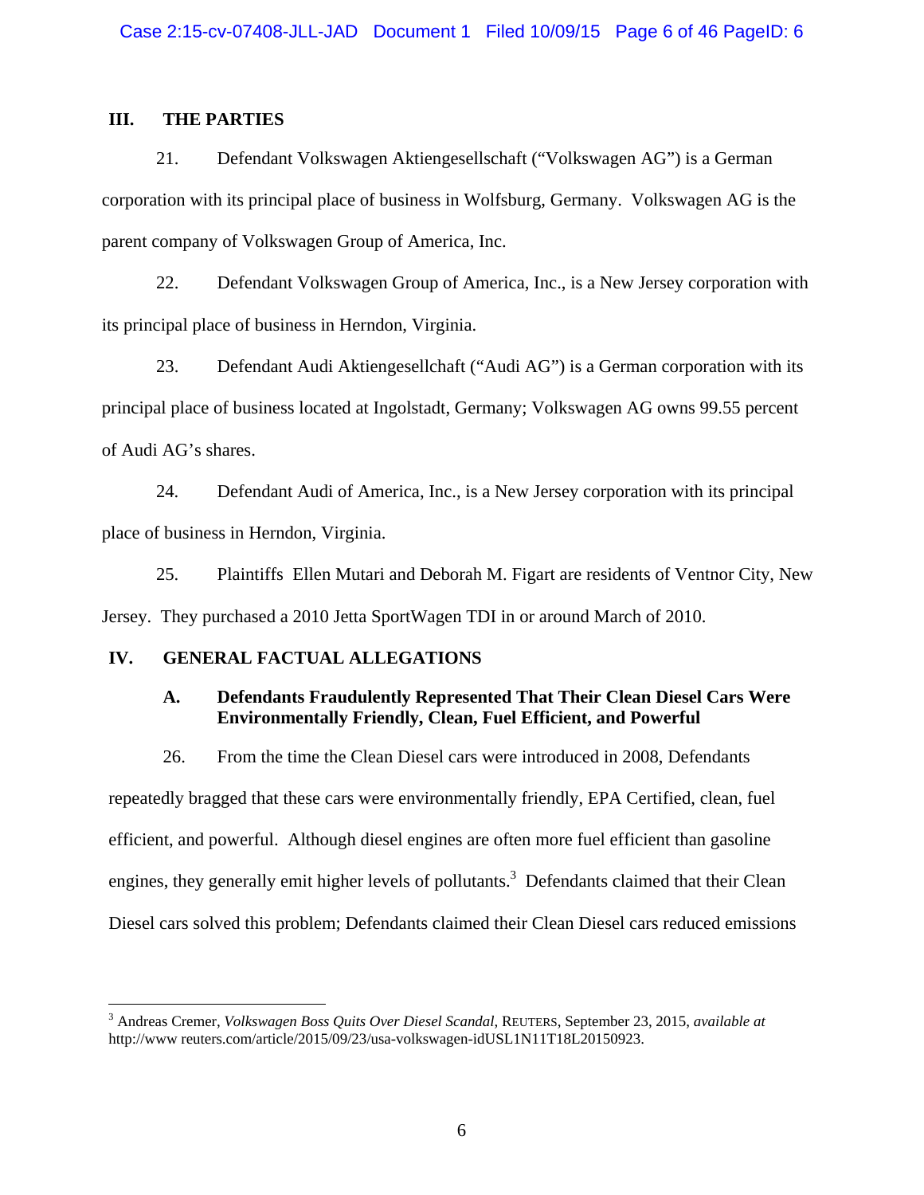## III. THE PARTIES

21. Defendant Volkswagen Aktiengesellschaft ("Volkswagen AG") is a German corporation with its principal place of business in Wolfsburg, Germany. Volkswagen AG is the parent company of Volkswagen Group of America, Inc.

22. Defendant Volkswagen Group of America, Inc., is a New Jersey corporation with its principal place of business in Herndon, Virginia.

23. Defendant Audi Aktiengesellchaft ("Audi AG") is a German corporation with its principal place of business located at Ingolstadt, Germany; Volkswagen AG owns 99.55 percent of Audi AG's shares.

24. Defendant Audi of America, Inc., is a New Jersey corporation with its principal place of business in Herndon, Virginia.

25. Plaintiffs Ellen Mutari and Deborah M. Figart are residents of Ventnor City, New Jersey. They purchased a 2010 Jetta SportWagen TDI in or around March of 2010.

## IV. GENERAL FACTUAL ALLEGATIONS

### A. Defendants Fraudulently Represented That Their Clean Diesel Cars Were Environmentally Friendly, Clean, Fuel Efficient, and Powerful

26. From the time the Clean Diesel cars were introduced in 2008, Defendants repeatedly bragged that these cars were environmentally friendly, EPA Certified, clean, fuel efficient, and powerful. Although diesel engines are often more fuel efficient than gasoline engines, they generally emit higher levels of pollutants.[3] Defendants claimed that their Clean Diesel cars solved this problem; Defendants claimed their Clean Diesel cars reduced emissions

---

[3] Andreas Cremer, *Volkswagen Boss Quits Over Diesel Scandal*, REUTERS, September 23, 2015, *available at* http://www reuters.com/article/2015/09/23/usa-volkswagen-idUSL1N11T18L20150923.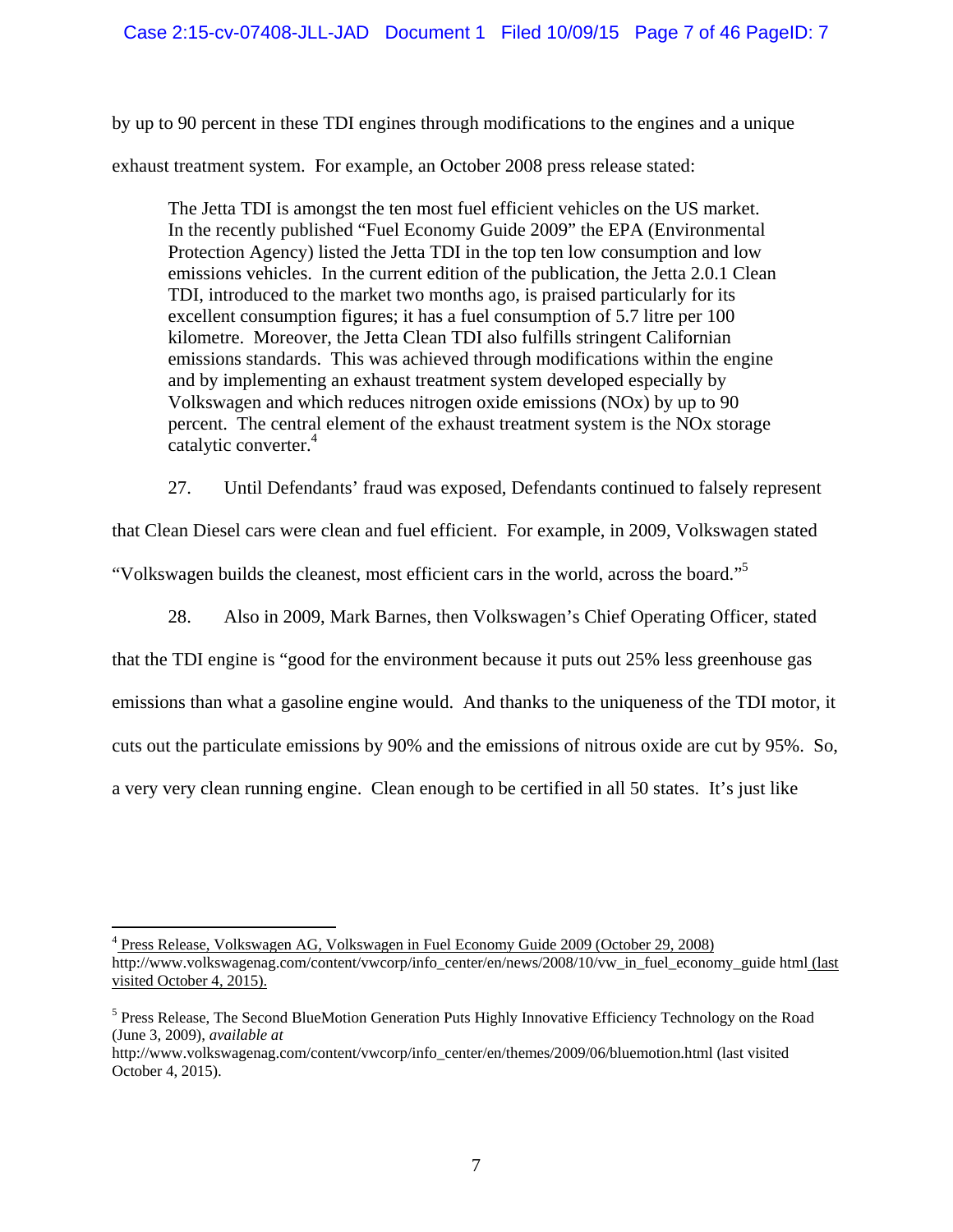by up to 90 percent in these TDI engines through modifications to the engines and a unique exhaust treatment system. For example, an October 2008 press release stated:

> The Jetta TDI is amongst the ten most fuel efficient vehicles on the US market. In the recently published "Fuel Economy Guide 2009" the EPA (Environmental Protection Agency) listed the Jetta TDI in the top ten low consumption and low emissions vehicles. In the current edition of the publication, the Jetta 2.0.1 Clean TDI, introduced to the market two months ago, is praised particularly for its excellent consumption figures; it has a fuel consumption of 5.7 litre per 100 kilometre. Moreover, the Jetta Clean TDI also fulfills stringent Californian emissions standards. This was achieved through modifications within the engine and by implementing an exhaust treatment system developed especially by Volkswagen and which reduces nitrogen oxide emissions (NOx) by up to 90 percent. The central element of the exhaust treatment system is the NOx storage catalytic converter.[4]

27. Until Defendants' fraud was exposed, Defendants continued to falsely represent that Clean Diesel cars were clean and fuel efficient. For example, in 2009, Volkswagen stated "Volkswagen builds the cleanest, most efficient cars in the world, across the board."[5]

28. Also in 2009, Mark Barnes, then Volkswagen's Chief Operating Officer, stated that the TDI engine is "good for the environment because it puts out 25% less greenhouse gas emissions than what a gasoline engine would. And thanks to the uniqueness of the TDI motor, it cuts out the particulate emissions by 90% and the emissions of nitrous oxide are cut by 95%. So, a very very clean running engine. Clean enough to be certified in all 50 states. It's just like

---

[4] Press Release, Volkswagen AG, Volkswagen in Fuel Economy Guide 2009 (October 29, 2008) http://www.volkswagenag.com/content/vwcorp/info_center/en/news/2008/10/vw_in_fuel_economy_guide html (last visited October 4, 2015).

[5] Press Release, The Second BlueMotion Generation Puts Highly Innovative Efficiency Technology on the Road (June 3, 2009), *available at* http://www.volkswagenag.com/content/vwcorp/info_center/en/themes/2009/06/bluemotion.html (last visited October 4, 2015).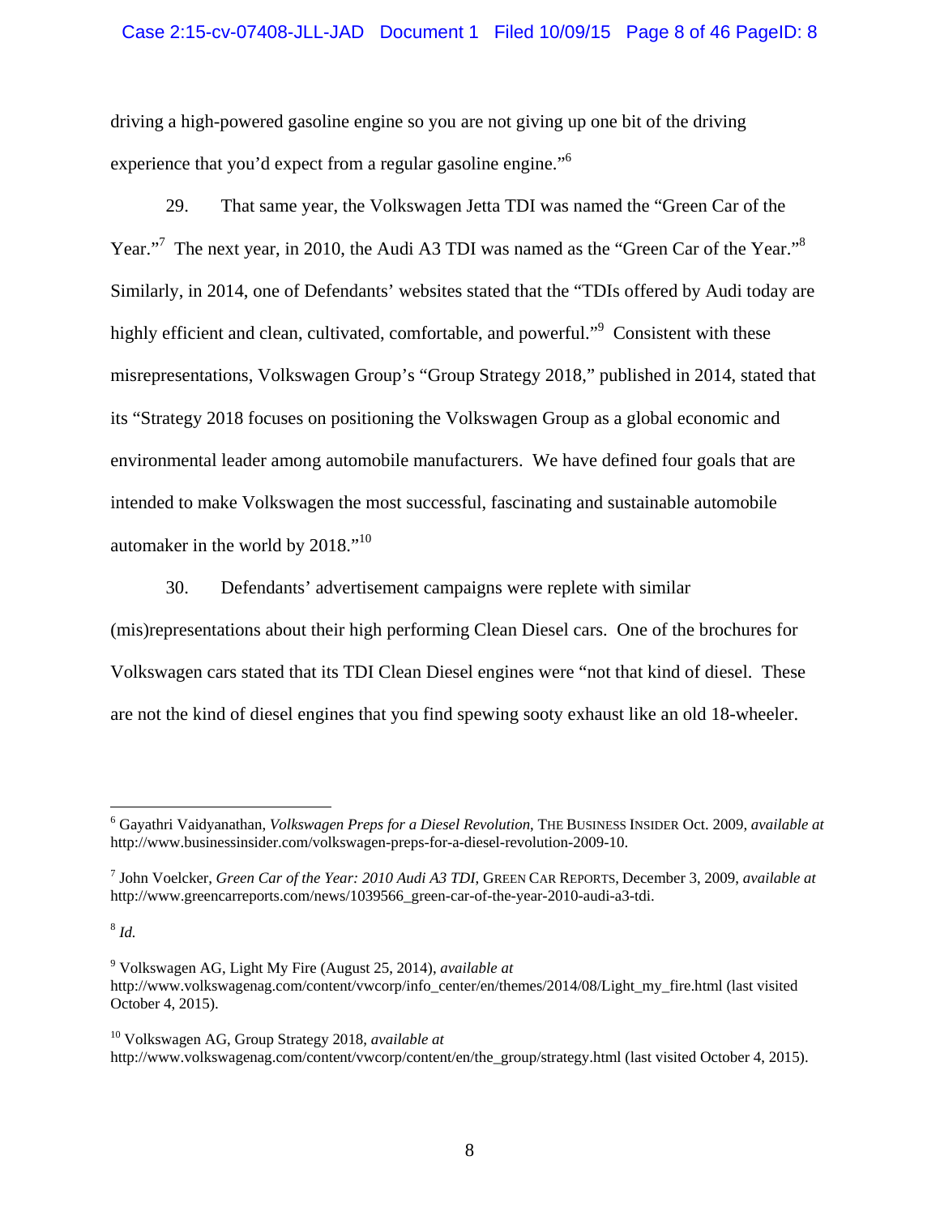driving a high-powered gasoline engine so you are not giving up one bit of the driving experience that you'd expect from a regular gasoline engine."[6]

29. That same year, the Volkswagen Jetta TDI was named the "Green Car of the Year."[7] The next year, in 2010, the Audi A3 TDI was named as the "Green Car of the Year."[8] Similarly, in 2014, one of Defendants' websites stated that the "TDIs offered by Audi today are highly efficient and clean, cultivated, comfortable, and powerful."[9] Consistent with these misrepresentations, Volkswagen Group's "Group Strategy 2018," published in 2014, stated that its "Strategy 2018 focuses on positioning the Volkswagen Group as a global economic and environmental leader among automobile manufacturers. We have defined four goals that are intended to make Volkswagen the most successful, fascinating and sustainable automobile automaker in the world by 2018."[10]

30. Defendants' advertisement campaigns were replete with similar (mis)representations about their high performing Clean Diesel cars. One of the brochures for Volkswagen cars stated that its TDI Clean Diesel engines were "not that kind of diesel. These are not the kind of diesel engines that you find spewing sooty exhaust like an old 18-wheeler.

---

[6] Gayathri Vaidyanathan, *Volkswagen Preps for a Diesel Revolution*, THE BUSINESS INSIDER Oct. 2009, *available at* http://www.businessinsider.com/volkswagen-preps-for-a-diesel-revolution-2009-10.

[7] John Voelcker, *Green Car of the Year: 2010 Audi A3 TDI*, GREEN CAR REPORTS, December 3, 2009, *available at* http://www.greencarreports.com/news/1039566_green-car-of-the-year-2010-audi-a3-tdi.

[8] *Id.*

[9] Volkswagen AG, Light My Fire (August 25, 2014), *available at* http://www.volkswagenag.com/content/vwcorp/info_center/en/themes/2014/08/Light_my_fire.html (last visited October 4, 2015).

[10] Volkswagen AG, Group Strategy 2018, *available at* http://www.volkswagenag.com/content/vwcorp/content/en/the_group/strategy.html (last visited October 4, 2015).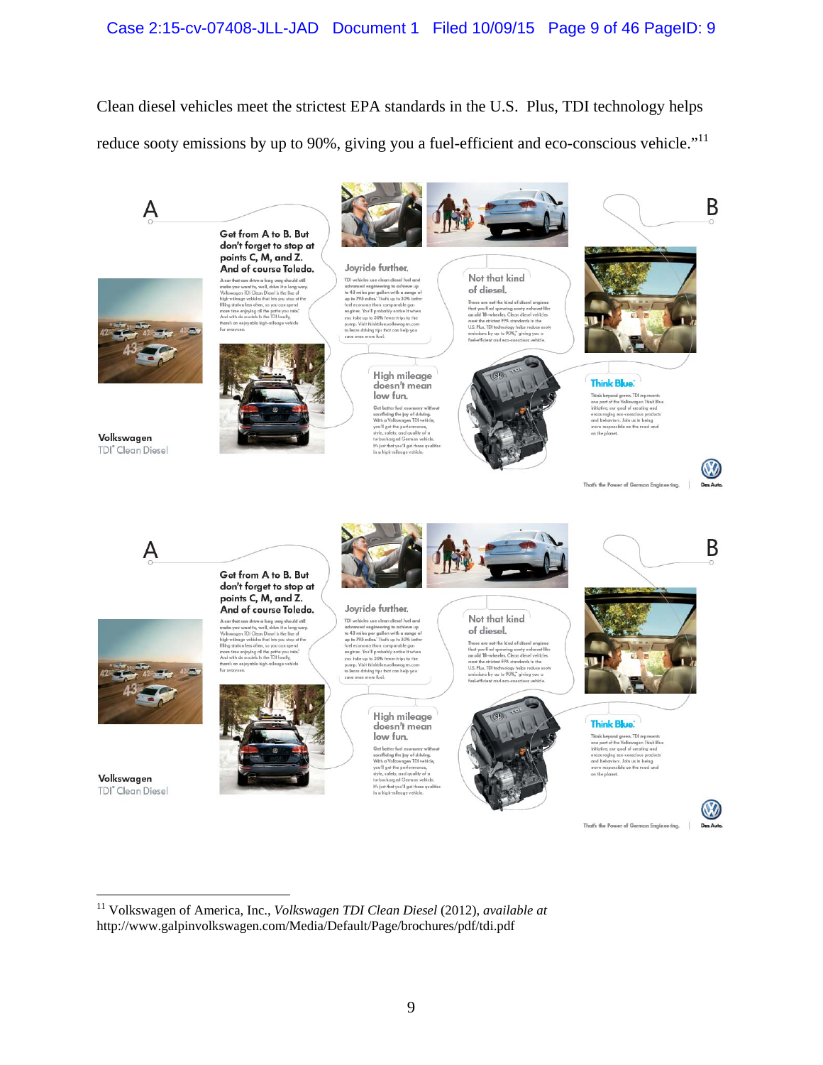Clean diesel vehicles meet the strictest EPA standards in the U.S. Plus, TDI technology helps reduce sooty emissions by up to 90%, giving you a fuel-efficient and eco-conscious vehicle."[11]

---

[11] Volkswagen of America, Inc., *Volkswagen TDI Clean Diesel* (2012), *available at* http://www.galpinvolkswagen.com/Media/Default/Page/brochures/pdf/tdi.pdf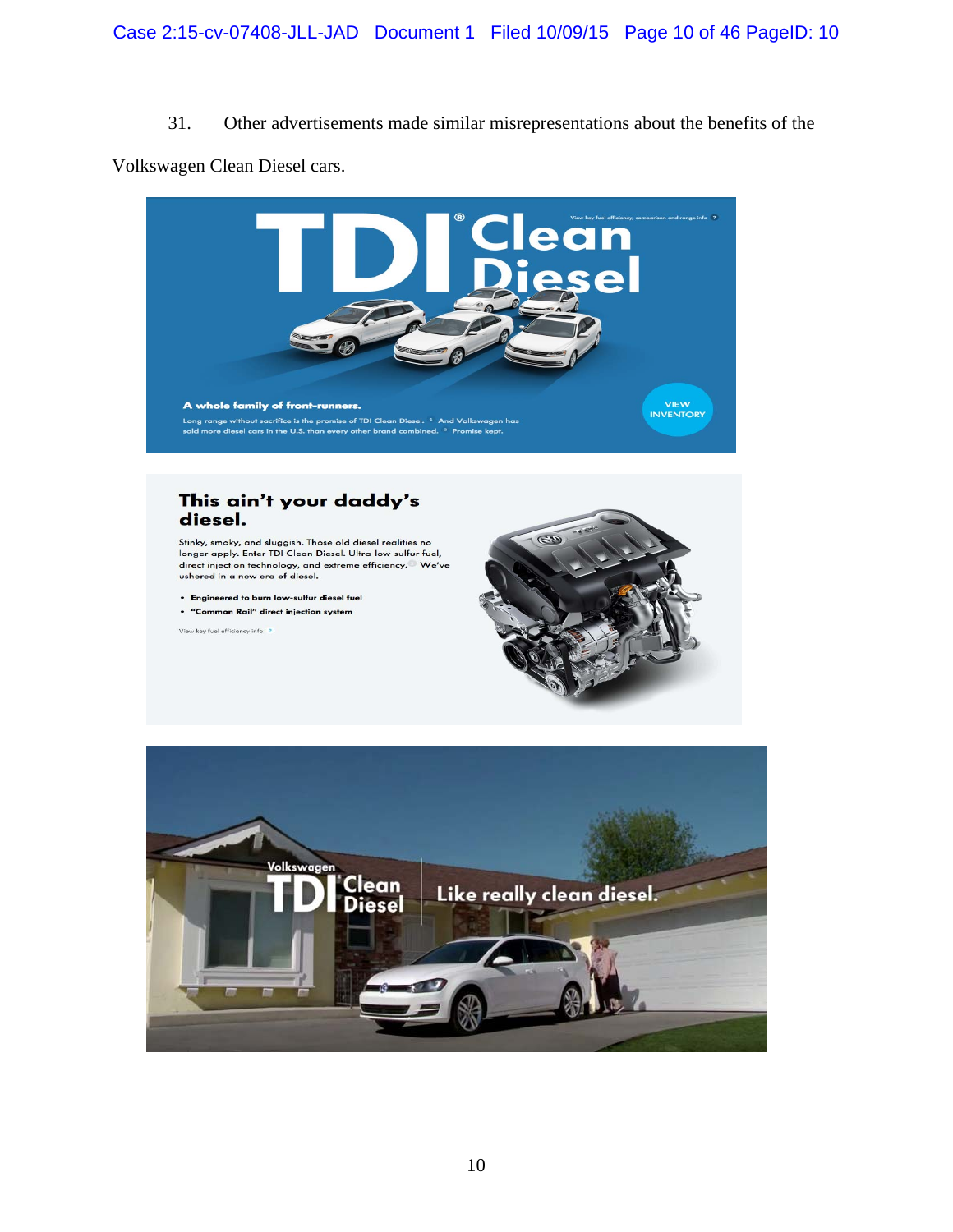31. Other advertisements made similar misrepresentations about the benefits of the Volkswagen Clean Diesel cars.

TDI® Clean Diesel

View key fuel efficiency, comparison and range info ?

**A whole family of front-runners.**

Long range without sacrifice is the promise of TDI Clean Diesel. ² And Volkswagen has sold more diesel cars in the U.S. than every other brand combined. ³ Promise kept.

VIEW INVENTORY

**This ain't your daddy's diesel.**

Stinky, smoky, and sluggish. Those old diesel realities no longer apply. Enter TDI Clean Diesel. Ultra-low-sulfur fuel, direct injection technology, and extreme efficiency. We've ushered in a new era of diesel.

- **Engineered to burn low-sulfur diesel fuel**
- **"Common Rail" direct injection system**

View key fuel efficiency info ?

Volkswagen TDI® Clean Diesel | Like really clean diesel.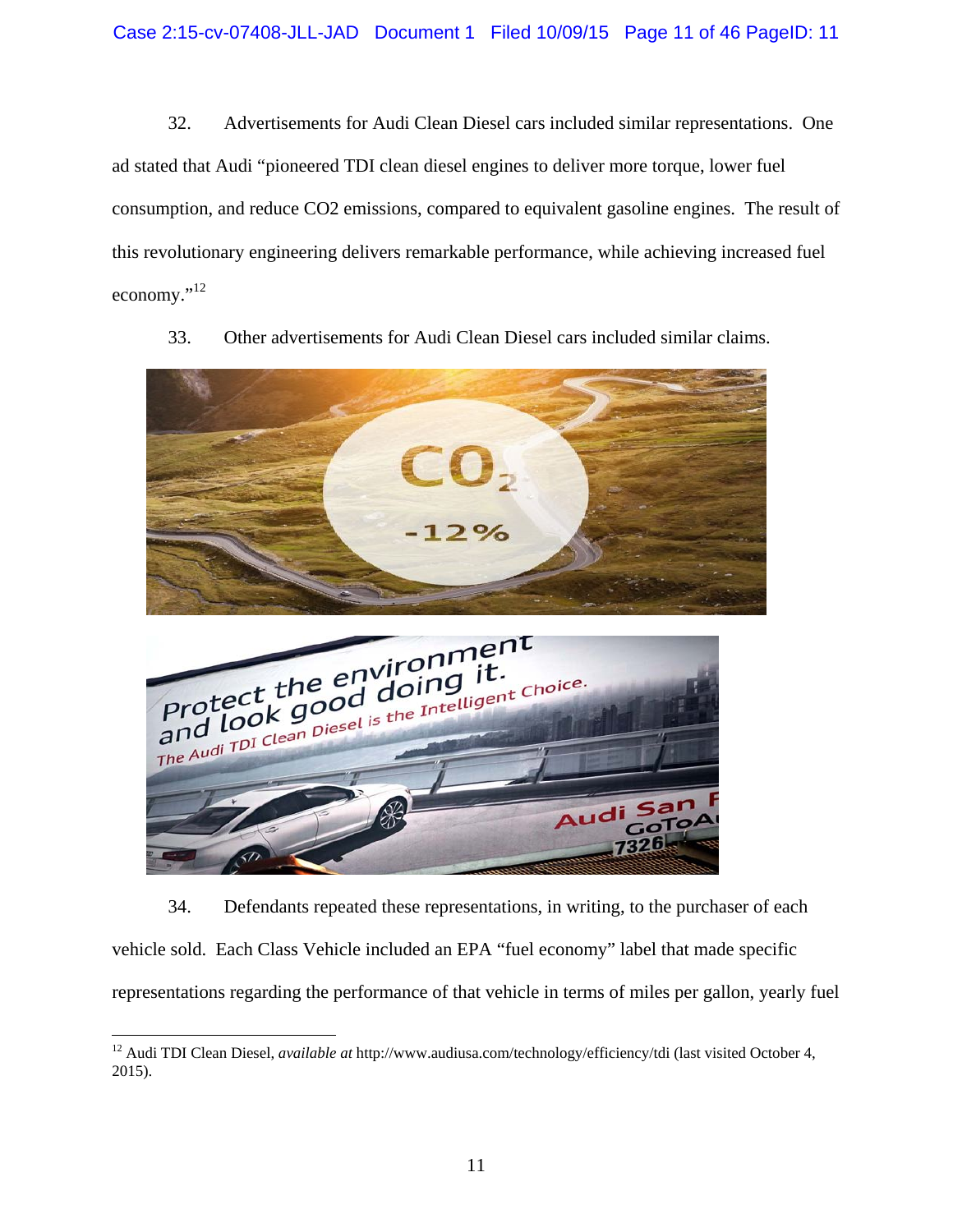32. Advertisements for Audi Clean Diesel cars included similar representations. One ad stated that Audi "pioneered TDI clean diesel engines to deliver more torque, lower fuel consumption, and reduce CO2 emissions, compared to equivalent gasoline engines. The result of this revolutionary engineering delivers remarkable performance, while achieving increased fuel economy."[12]

33. Other advertisements for Audi Clean Diesel cars included similar claims.

34. Defendants repeated these representations, in writing, to the purchaser of each vehicle sold. Each Class Vehicle included an EPA "fuel economy" label that made specific representations regarding the performance of that vehicle in terms of miles per gallon, yearly fuel

---

[12] Audi TDI Clean Diesel, *available at* http://www.audiusa.com/technology/efficiency/tdi (last visited October 4, 2015).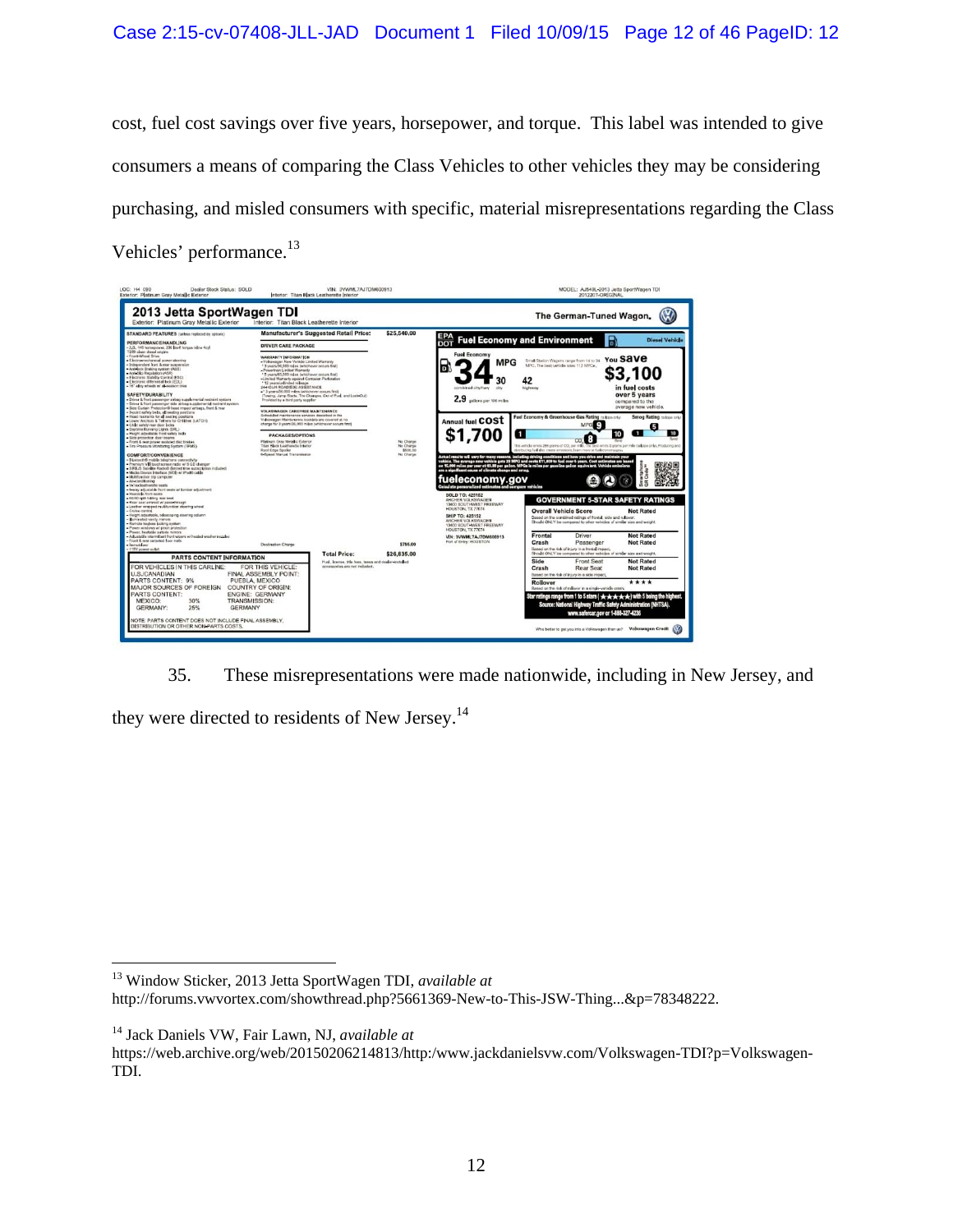cost, fuel cost savings over five years, horsepower, and torque. This label was intended to give consumers a means of comparing the Class Vehicles to other vehicles they may be considering purchasing, and misled consumers with specific, material misrepresentations regarding the Class Vehicles' performance.[13]

35. These misrepresentations were made nationwide, including in New Jersey, and they were directed to residents of New Jersey.[14]

---

[13] Window Sticker, 2013 Jetta SportWagen TDI, *available at* http://forums.vwvortex.com/showthread.php?5661369-New-to-This-JSW-Thing...&p=78348222.

[14] Jack Daniels VW, Fair Lawn, NJ, *available at* https://web.archive.org/web/20150206214813/http:/www.jackdanielsvw.com/Volkswagen-TDI?p=Volkswagen-TDI.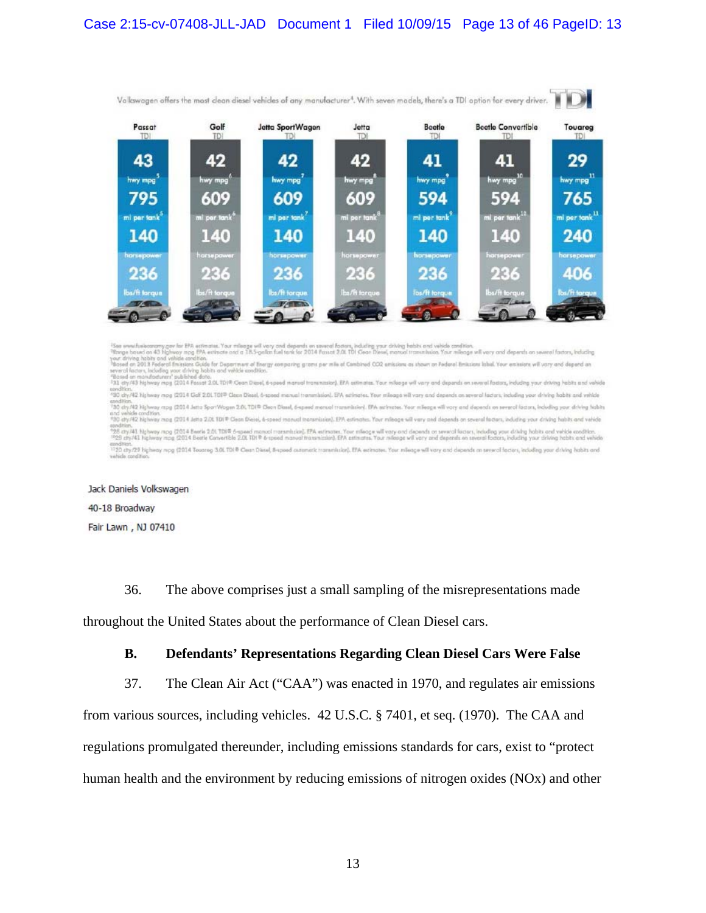Volkswagen offers the most clean diesel vehicles of any manufacturer[4]. With seven models, there's a TDI option for every driver.

| Passat TDI | Golf TDI | Jetta SportWagen TDI | Jetta TDI | Beetle TDI | Beetle Convertible TDI | Touareg TDI |
|---|---|---|---|---|---|---|
| 43 hwy mpg[5] | 42 hwy mpg[6] | 42 hwy mpg[7] | 42 hwy mpg[8] | 41 hwy mpg[9] | 41 hwy mpg[10] | 29 hwy mpg[11] |
| 795 mi per tank[5] | 609 mi per tank[6] | 609 mi per tank[7] | 609 mi per tank[8] | 594 mi per tank[9] | 594 mi per tank[10] | 765 mi per tank[11] |
| 140 horsepower | 140 horsepower | 140 horsepower | 140 horsepower | 140 horsepower | 140 horsepower | 240 horsepower |
| 236 lbs/ft torque | 236 lbs/ft torque | 236 lbs/ft torque | 236 lbs/ft torque | 236 lbs/ft torque | 236 lbs/ft torque | 406 lbs/ft torque |

[1]See www.fueleconomy.gov for EPA estimates. Your mileage will vary and depends on several factors, including your driving habits and vehicle condition.
[2]Range based on 43 highway mpg EPA estimate and a 18.5-gallon fuel tank for 2014 Passat 2.0L TDI Clean Diesel, manual transmission. Your mileage will vary and depends on several factors, including your driving habits and vehicle condition.
[3]Based on 2013 Federal Emissions Guide for Department of Energy comparing grams per mile of Combined CO2 emissions as shown on Federal Emissions label. Your emissions will vary and depend on several factors, including your driving habits and vehicle condition.
[4]Based on manufacturers' published data.
[5]31 city/43 highway mpg (2014 Passat 2.0L TDI® Clean Diesel, 6-speed manual transmission). EPA estimates. Your mileage will vary and depends on several factors, including your driving habits and vehicle condition.
[6]30 city/42 highway mpg (2014 Golf 2.0L TDI® Clean Diesel, 6-speed manual transmission). EPA estimates. Your mileage will vary and depends on several factors, including your driving habits and vehicle condition.
[7]30 city/42 highway mpg (2014 Jetta SportWagen 2.0L TDI® Clean Diesel, 6-speed manual transmission). EPA estimates. Your mileage will vary and depends on several factors, including your driving habits and vehicle condition.
[8]30 city/42 highway mpg (2014 Jetta 2.0L TDI® Clean Diesel, 6-speed manual transmission). EPA estimates. Your mileage will vary and depends on several factors, including your driving habits and vehicle condition.
[9]28 city/41 highway mpg (2014 Beetle 2.0L TDI® 6-speed manual transmission). EPA estimates. Your mileage will vary and depends on several factors, including your driving habits and vehicle condition.
[10]28 city/41 highway mpg (2014 Beetle Convertible 2.0L TDI® 6-speed manual transmission). EPA estimates. Your mileage will vary and depends on several factors, including your driving habits and vehicle condition.
[11]20 city/29 highway mpg (2014 Touareg 3.0L TDI® Clean Diesel, 8-speed automatic transmission). EPA estimates. Your mileage will vary and depends on several factors, including your driving habits and vehicle condition.

Jack Daniels Volkswagen
40-18 Broadway
Fair Lawn , NJ 07410

36. The above comprises just a small sampling of the misrepresentations made throughout the United States about the performance of Clean Diesel cars.

**B. Defendants' Representations Regarding Clean Diesel Cars Were False**

37. The Clean Air Act ("CAA") was enacted in 1970, and regulates air emissions from various sources, including vehicles. 42 U.S.C. § 7401, et seq. (1970). The CAA and regulations promulgated thereunder, including emissions standards for cars, exist to "protect human health and the environment by reducing emissions of nitrogen oxides (NOx) and other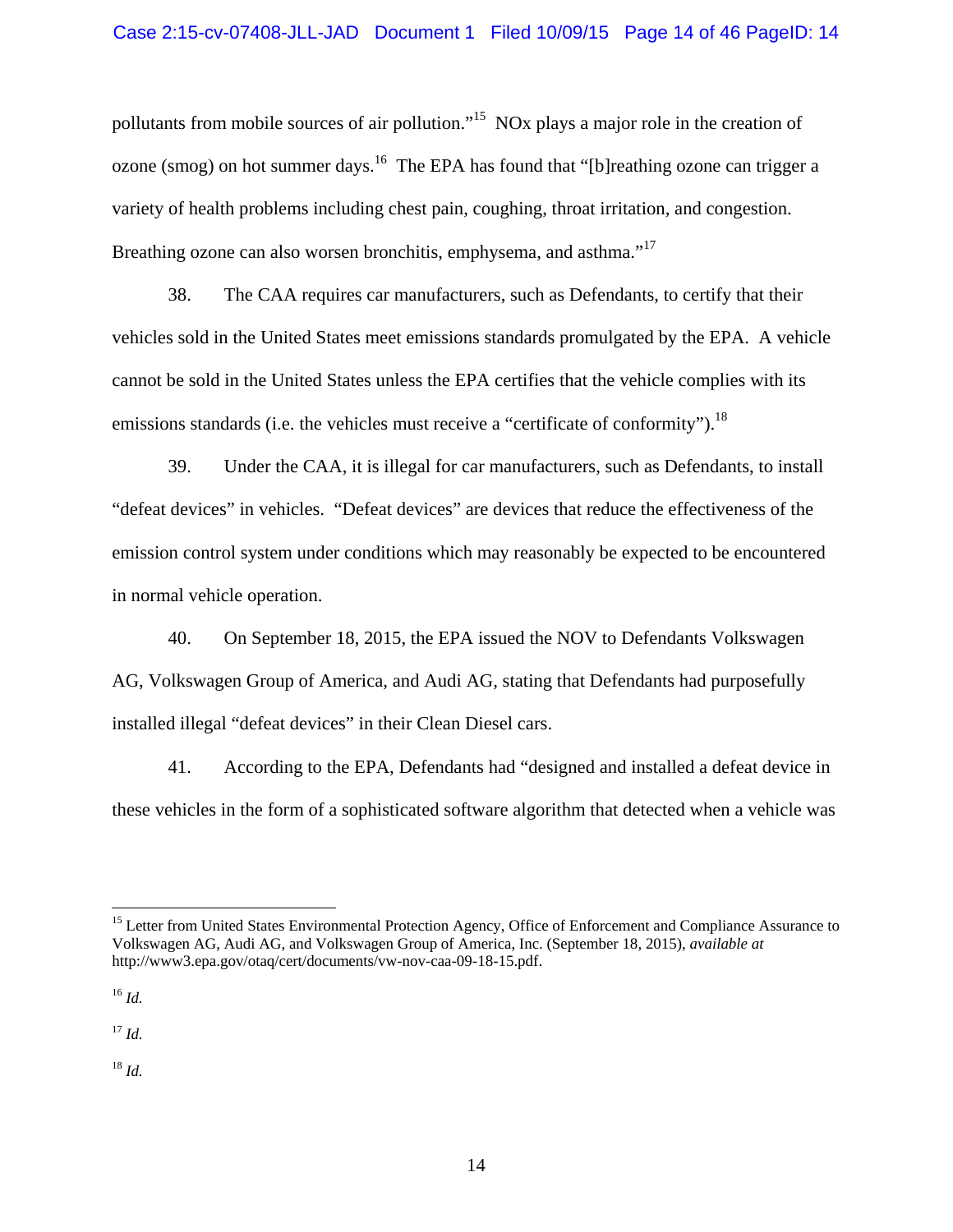pollutants from mobile sources of air pollution."[15] NOx plays a major role in the creation of ozone (smog) on hot summer days.[16] The EPA has found that "[b]reathing ozone can trigger a variety of health problems including chest pain, coughing, throat irritation, and congestion. Breathing ozone can also worsen bronchitis, emphysema, and asthma."[17]

38. The CAA requires car manufacturers, such as Defendants, to certify that their vehicles sold in the United States meet emissions standards promulgated by the EPA. A vehicle cannot be sold in the United States unless the EPA certifies that the vehicle complies with its emissions standards (i.e. the vehicles must receive a "certificate of conformity").[18]

39. Under the CAA, it is illegal for car manufacturers, such as Defendants, to install "defeat devices" in vehicles. "Defeat devices" are devices that reduce the effectiveness of the emission control system under conditions which may reasonably be expected to be encountered in normal vehicle operation.

40. On September 18, 2015, the EPA issued the NOV to Defendants Volkswagen AG, Volkswagen Group of America, and Audi AG, stating that Defendants had purposefully installed illegal "defeat devices" in their Clean Diesel cars.

41. According to the EPA, Defendants had "designed and installed a defeat device in these vehicles in the form of a sophisticated software algorithm that detected when a vehicle was

---

[15] Letter from United States Environmental Protection Agency, Office of Enforcement and Compliance Assurance to Volkswagen AG, Audi AG, and Volkswagen Group of America, Inc. (September 18, 2015), *available at* http://www3.epa.gov/otaq/cert/documents/vw-nov-caa-09-18-15.pdf.

[16] *Id.*

[17] *Id.*

[18] *Id.*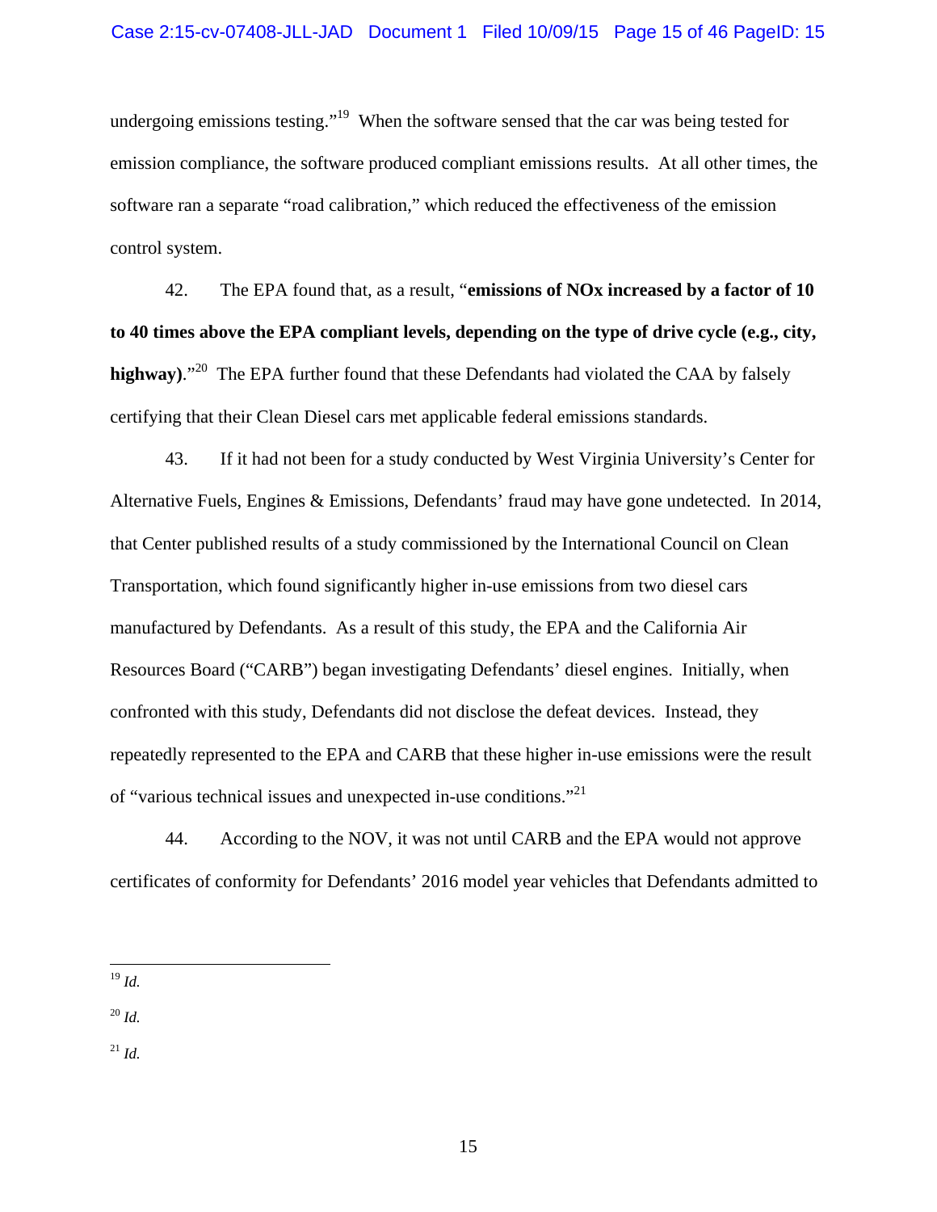undergoing emissions testing."[19] When the software sensed that the car was being tested for emission compliance, the software produced compliant emissions results. At all other times, the software ran a separate "road calibration," which reduced the effectiveness of the emission control system.

42. The EPA found that, as a result, "**emissions of NOx increased by a factor of 10 to 40 times above the EPA compliant levels, depending on the type of drive cycle (e.g., city, highway)**."[20] The EPA further found that these Defendants had violated the CAA by falsely certifying that their Clean Diesel cars met applicable federal emissions standards.

43. If it had not been for a study conducted by West Virginia University's Center for Alternative Fuels, Engines & Emissions, Defendants' fraud may have gone undetected. In 2014, that Center published results of a study commissioned by the International Council on Clean Transportation, which found significantly higher in-use emissions from two diesel cars manufactured by Defendants. As a result of this study, the EPA and the California Air Resources Board ("CARB") began investigating Defendants' diesel engines. Initially, when confronted with this study, Defendants did not disclose the defeat devices. Instead, they repeatedly represented to the EPA and CARB that these higher in-use emissions were the result of "various technical issues and unexpected in-use conditions."[21]

44. According to the NOV, it was not until CARB and the EPA would not approve certificates of conformity for Defendants' 2016 model year vehicles that Defendants admitted to

---

[19] *Id.*

[20] *Id.*

[21] *Id.*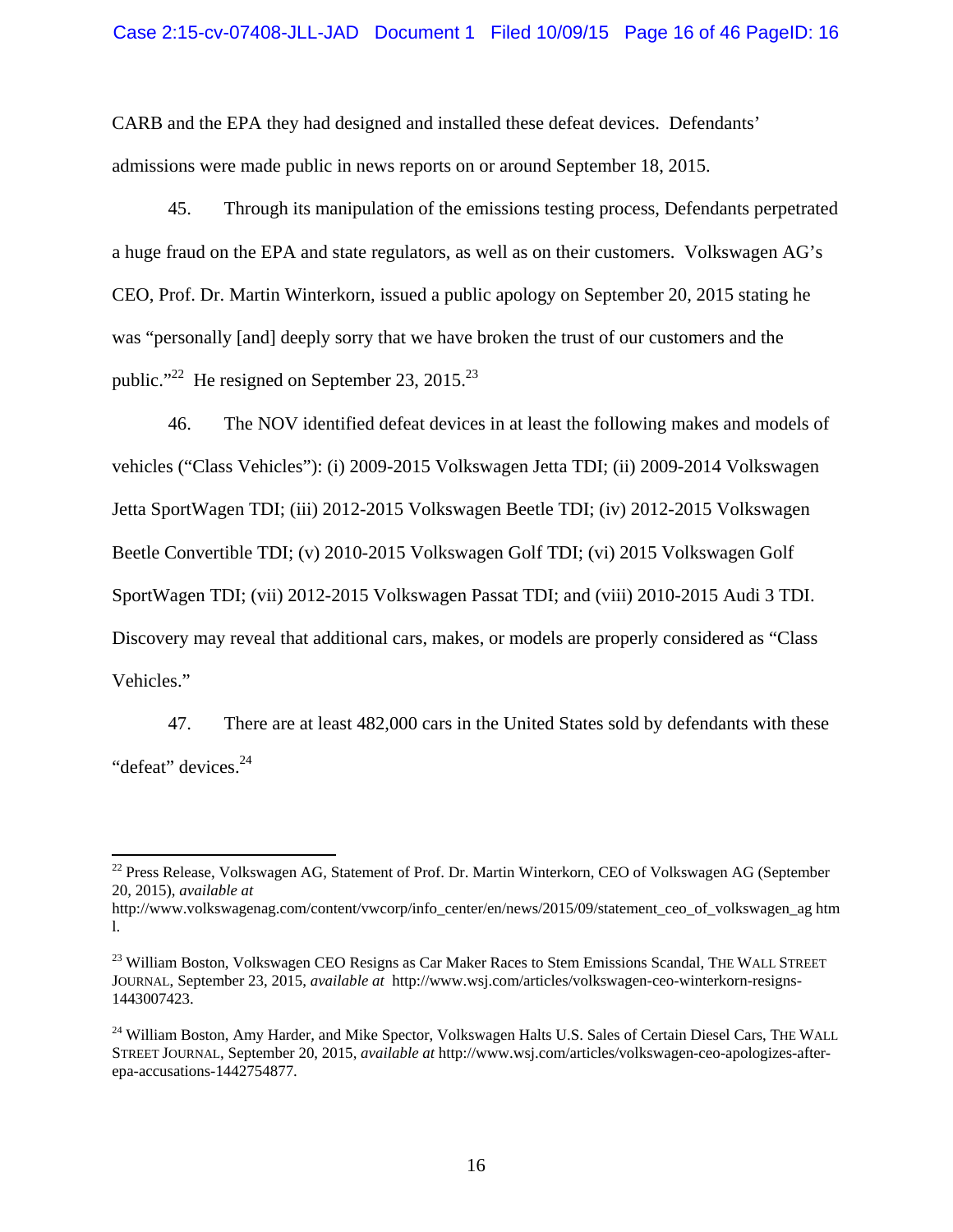CARB and the EPA they had designed and installed these defeat devices. Defendants' admissions were made public in news reports on or around September 18, 2015.

45. Through its manipulation of the emissions testing process, Defendants perpetrated a huge fraud on the EPA and state regulators, as well as on their customers. Volkswagen AG's CEO, Prof. Dr. Martin Winterkorn, issued a public apology on September 20, 2015 stating he was "personally [and] deeply sorry that we have broken the trust of our customers and the public."[22] He resigned on September 23, 2015.[23]

46. The NOV identified defeat devices in at least the following makes and models of vehicles ("Class Vehicles"): (i) 2009-2015 Volkswagen Jetta TDI; (ii) 2009-2014 Volkswagen Jetta SportWagen TDI; (iii) 2012-2015 Volkswagen Beetle TDI; (iv) 2012-2015 Volkswagen Beetle Convertible TDI; (v) 2010-2015 Volkswagen Golf TDI; (vi) 2015 Volkswagen Golf SportWagen TDI; (vii) 2012-2015 Volkswagen Passat TDI; and (viii) 2010-2015 Audi 3 TDI. Discovery may reveal that additional cars, makes, or models are properly considered as "Class Vehicles."

47. There are at least 482,000 cars in the United States sold by defendants with these "defeat" devices.[24]

---

[22] Press Release, Volkswagen AG, Statement of Prof. Dr. Martin Winterkorn, CEO of Volkswagen AG (September 20, 2015), *available at* http://www.volkswagenag.com/content/vwcorp/info_center/en/news/2015/09/statement_ceo_of_volkswagen_ag html.

[23] William Boston, Volkswagen CEO Resigns as Car Maker Races to Stem Emissions Scandal, THE WALL STREET JOURNAL, September 23, 2015, *available at* http://www.wsj.com/articles/volkswagen-ceo-winterkorn-resigns-1443007423.

[24] William Boston, Amy Harder, and Mike Spector, Volkswagen Halts U.S. Sales of Certain Diesel Cars, THE WALL STREET JOURNAL, September 20, 2015, ***available at*** http://www.wsj.com/articles/volkswagen-ceo-apologizes-after-epa-accusations-1442754877.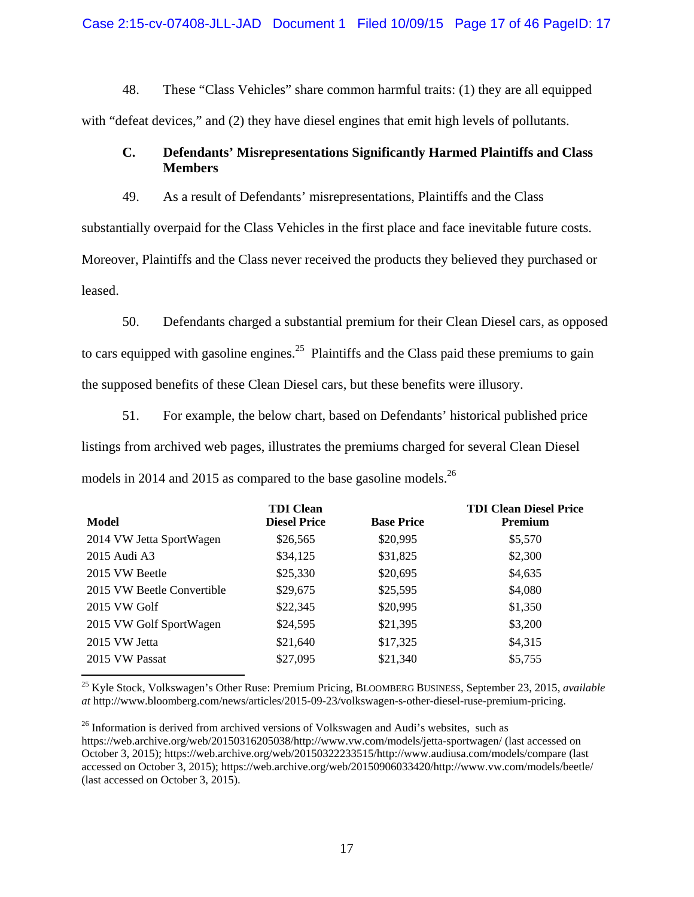48. These "Class Vehicles" share common harmful traits: (1) they are all equipped with "defeat devices," and (2) they have diesel engines that emit high levels of pollutants.

### C. Defendants' Misrepresentations Significantly Harmed Plaintiffs and Class Members

49. As a result of Defendants' misrepresentations, Plaintiffs and the Class substantially overpaid for the Class Vehicles in the first place and face inevitable future costs. Moreover, Plaintiffs and the Class never received the products they believed they purchased or leased.

50. Defendants charged a substantial premium for their Clean Diesel cars, as opposed to cars equipped with gasoline engines.[25] Plaintiffs and the Class paid these premiums to gain the supposed benefits of these Clean Diesel cars, but these benefits were illusory.

51. For example, the below chart, based on Defendants' historical published price listings from archived web pages, illustrates the premiums charged for several Clean Diesel models in 2014 and 2015 as compared to the base gasoline models.[26]

| Model | TDI Clean Diesel Price | Base Price | TDI Clean Diesel Price Premium |
|---|---|---|---|
| 2014 VW Jetta SportWagen | $26,565 | $20,995 | $5,570 |
| 2015 Audi A3 | $34,125 | $31,825 | $2,300 |
| 2015 VW Beetle | $25,330 | $20,695 | $4,635 |
| 2015 VW Beetle Convertible | $29,675 | $25,595 | $4,080 |
| 2015 VW Golf | $22,345 | $20,995 | $1,350 |
| 2015 VW Golf SportWagen | $24,595 | $21,395 | $3,200 |
| 2015 VW Jetta | $21,640 | $17,325 | $4,315 |
| 2015 VW Passat | $27,095 | $21,340 | $5,755 |

---

[25] Kyle Stock, Volkswagen's Other Ruse: Premium Pricing, BLOOMBERG BUSINESS, September 23, 2015, *available at* http://www.bloomberg.com/news/articles/2015-09-23/volkswagen-s-other-diesel-ruse-premium-pricing.

[26] Information is derived from archived versions of Volkswagen and Audi's websites, such as https://web.archive.org/web/20150316205038/http://www.vw.com/models/jetta-sportwagen/ (last accessed on October 3, 2015); https://web.archive.org/web/20150322233515/http://www.audiusa.com/models/compare (last accessed on October 3, 2015); https://web.archive.org/web/20150906033420/http://www.vw.com/models/beetle/ (last accessed on October 3, 2015).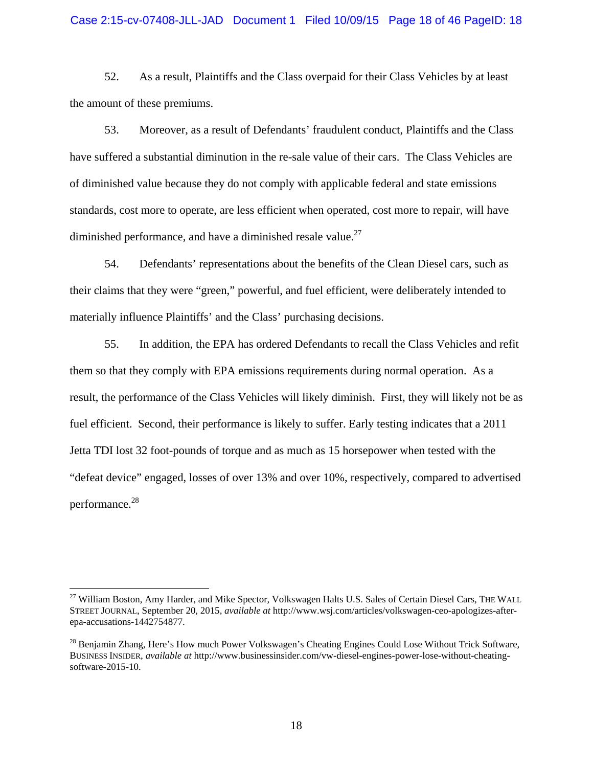52. As a result, Plaintiffs and the Class overpaid for their Class Vehicles by at least the amount of these premiums.

53. Moreover, as a result of Defendants' fraudulent conduct, Plaintiffs and the Class have suffered a substantial diminution in the re-sale value of their cars. The Class Vehicles are of diminished value because they do not comply with applicable federal and state emissions standards, cost more to operate, are less efficient when operated, cost more to repair, will have diminished performance, and have a diminished resale value.[27]

54. Defendants' representations about the benefits of the Clean Diesel cars, such as their claims that they were "green," powerful, and fuel efficient, were deliberately intended to materially influence Plaintiffs' and the Class' purchasing decisions.

55. In addition, the EPA has ordered Defendants to recall the Class Vehicles and refit them so that they comply with EPA emissions requirements during normal operation. As a result, the performance of the Class Vehicles will likely diminish. First, they will likely not be as fuel efficient. Second, their performance is likely to suffer. Early testing indicates that a 2011 Jetta TDI lost 32 foot-pounds of torque and as much as 15 horsepower when tested with the "defeat device" engaged, losses of over 13% and over 10%, respectively, compared to advertised performance.[28]

---

[27] William Boston, Amy Harder, and Mike Spector, Volkswagen Halts U.S. Sales of Certain Diesel Cars, THE WALL STREET JOURNAL, September 20, 2015, *available at* http://www.wsj.com/articles/volkswagen-ceo-apologizes-after-epa-accusations-1442754877.

[28] Benjamin Zhang, Here's How much Power Volkswagen's Cheating Engines Could Lose Without Trick Software, BUSINESS INSIDER, *available at* http://www.businessinsider.com/vw-diesel-engines-power-lose-without-cheating-software-2015-10.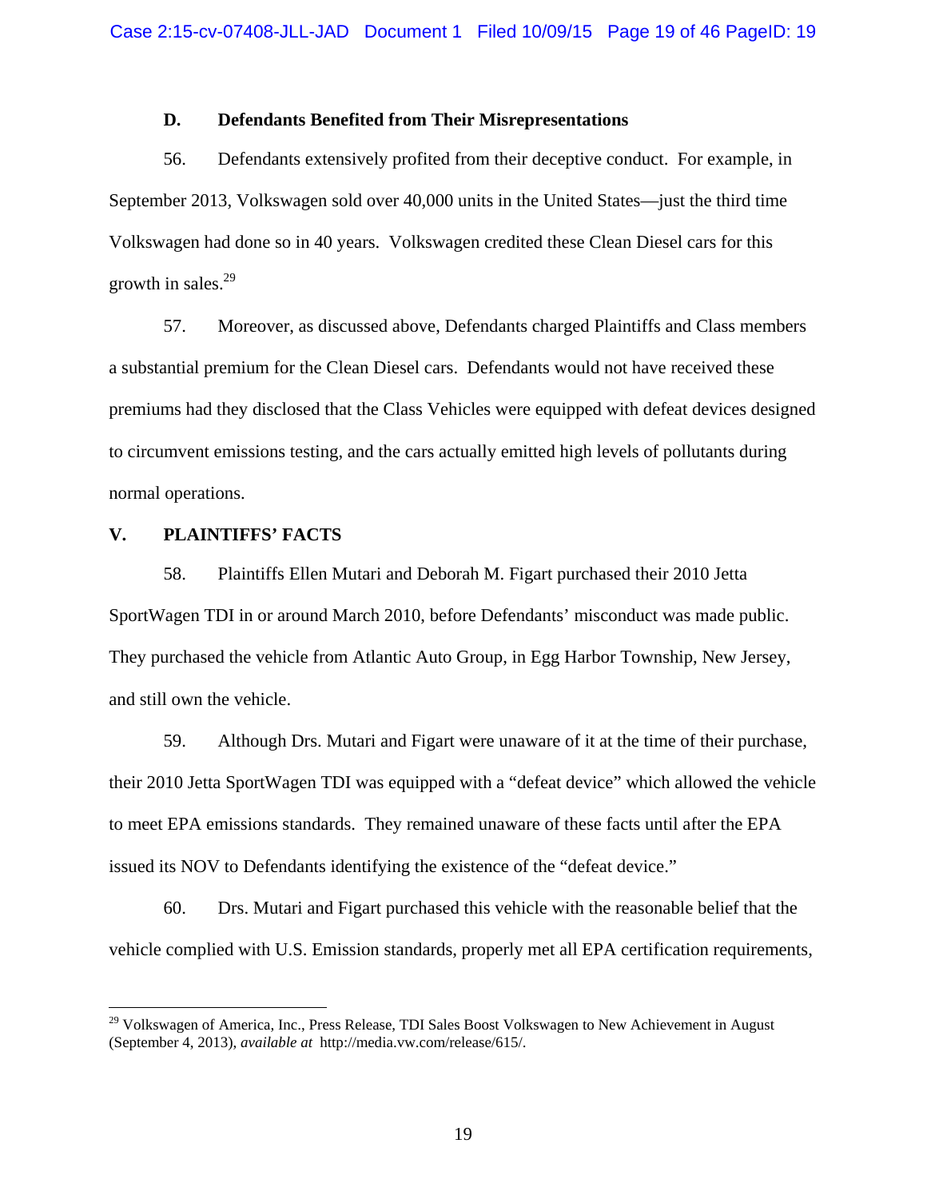### D. Defendants Benefited from Their Misrepresentations

56. Defendants extensively profited from their deceptive conduct. For example, in September 2013, Volkswagen sold over 40,000 units in the United States—just the third time Volkswagen had done so in 40 years. Volkswagen credited these Clean Diesel cars for this growth in sales.[29]

57. Moreover, as discussed above, Defendants charged Plaintiffs and Class members a substantial premium for the Clean Diesel cars. Defendants would not have received these premiums had they disclosed that the Class Vehicles were equipped with defeat devices designed to circumvent emissions testing, and the cars actually emitted high levels of pollutants during normal operations.

## V. PLAINTIFFS' FACTS

58. Plaintiffs Ellen Mutari and Deborah M. Figart purchased their 2010 Jetta SportWagen TDI in or around March 2010, before Defendants' misconduct was made public. They purchased the vehicle from Atlantic Auto Group, in Egg Harbor Township, New Jersey, and still own the vehicle.

59. Although Drs. Mutari and Figart were unaware of it at the time of their purchase, their 2010 Jetta SportWagen TDI was equipped with a "defeat device" which allowed the vehicle to meet EPA emissions standards. They remained unaware of these facts until after the EPA issued its NOV to Defendants identifying the existence of the "defeat device."

60. Drs. Mutari and Figart purchased this vehicle with the reasonable belief that the vehicle complied with U.S. Emission standards, properly met all EPA certification requirements,

---

[29] Volkswagen of America, Inc., Press Release, TDI Sales Boost Volkswagen to New Achievement in August (September 4, 2013), *available at* http://media.vw.com/release/615/.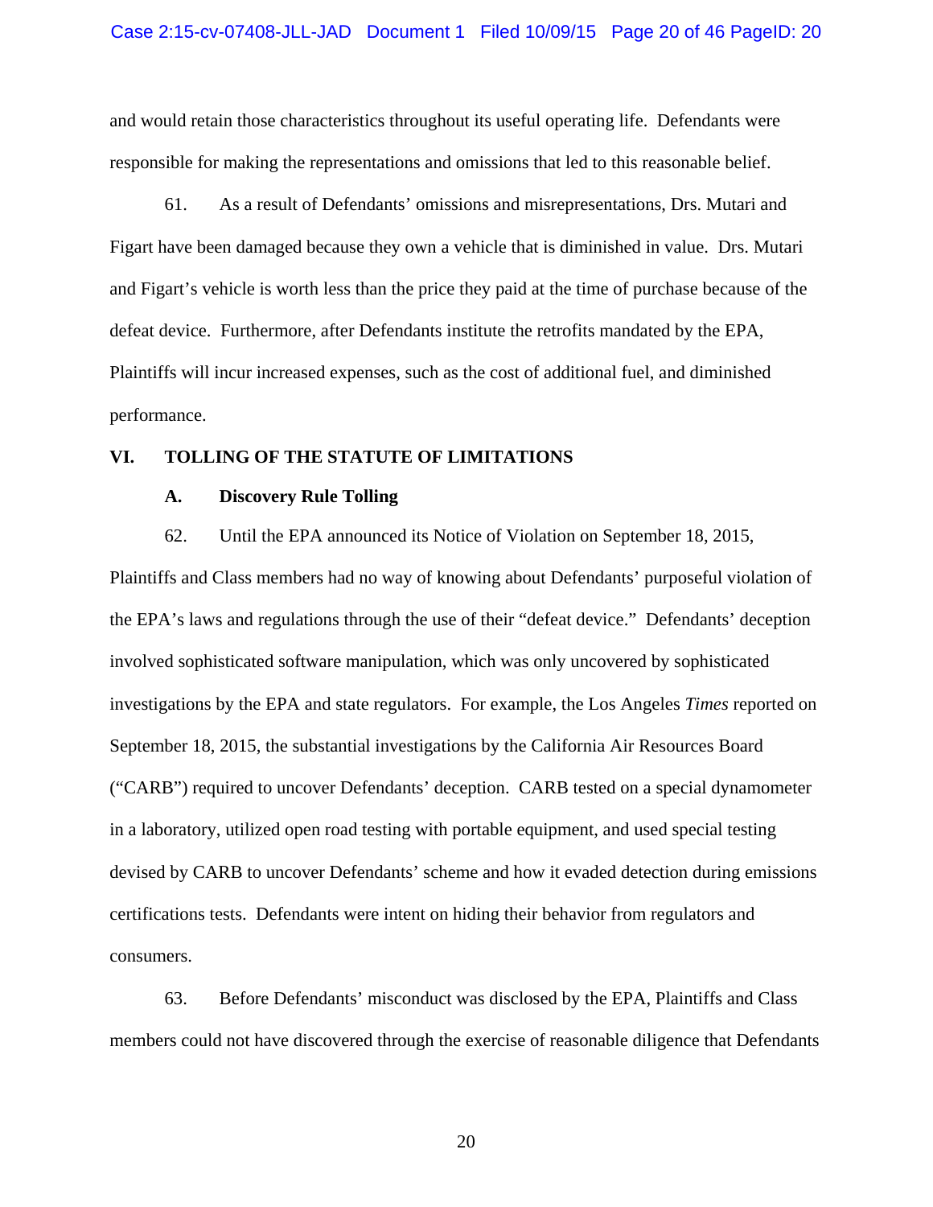and would retain those characteristics throughout its useful operating life. Defendants were responsible for making the representations and omissions that led to this reasonable belief.

61. As a result of Defendants' omissions and misrepresentations, Drs. Mutari and Figart have been damaged because they own a vehicle that is diminished in value. Drs. Mutari and Figart's vehicle is worth less than the price they paid at the time of purchase because of the defeat device. Furthermore, after Defendants institute the retrofits mandated by the EPA, Plaintiffs will incur increased expenses, such as the cost of additional fuel, and diminished performance.

## VI. TOLLING OF THE STATUTE OF LIMITATIONS

### A. Discovery Rule Tolling

62. Until the EPA announced its Notice of Violation on September 18, 2015, Plaintiffs and Class members had no way of knowing about Defendants' purposeful violation of the EPA's laws and regulations through the use of their "defeat device." Defendants' deception involved sophisticated software manipulation, which was only uncovered by sophisticated investigations by the EPA and state regulators. For example, the Los Angeles *Times* reported on September 18, 2015, the substantial investigations by the California Air Resources Board ("CARB") required to uncover Defendants' deception. CARB tested on a special dynamometer in a laboratory, utilized open road testing with portable equipment, and used special testing devised by CARB to uncover Defendants' scheme and how it evaded detection during emissions certifications tests. Defendants were intent on hiding their behavior from regulators and consumers.

63. Before Defendants' misconduct was disclosed by the EPA, Plaintiffs and Class members could not have discovered through the exercise of reasonable diligence that Defendants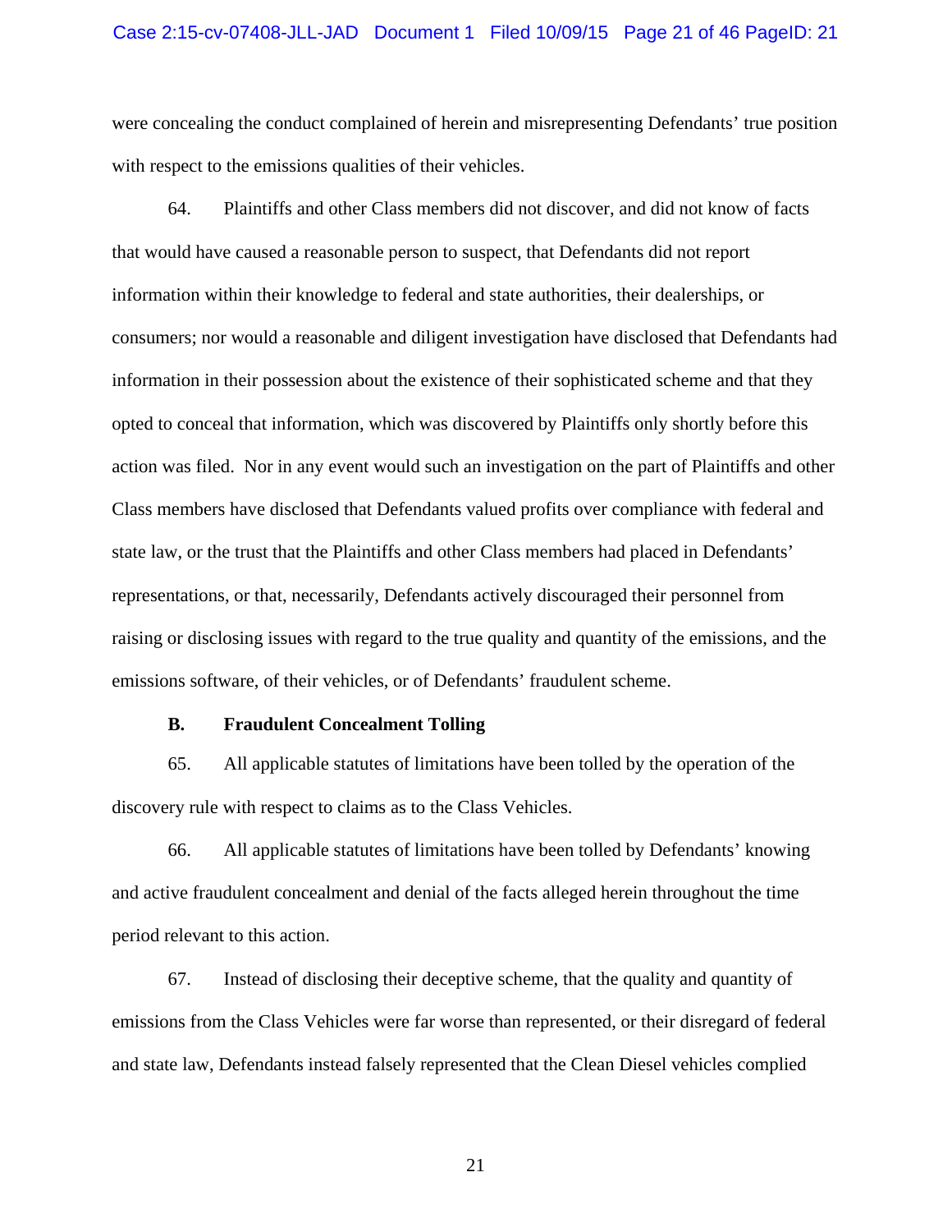were concealing the conduct complained of herein and misrepresenting Defendants' true position with respect to the emissions qualities of their vehicles.

64. Plaintiffs and other Class members did not discover, and did not know of facts that would have caused a reasonable person to suspect, that Defendants did not report information within their knowledge to federal and state authorities, their dealerships, or consumers; nor would a reasonable and diligent investigation have disclosed that Defendants had information in their possession about the existence of their sophisticated scheme and that they opted to conceal that information, which was discovered by Plaintiffs only shortly before this action was filed. Nor in any event would such an investigation on the part of Plaintiffs and other Class members have disclosed that Defendants valued profits over compliance with federal and state law, or the trust that the Plaintiffs and other Class members had placed in Defendants' representations, or that, necessarily, Defendants actively discouraged their personnel from raising or disclosing issues with regard to the true quality and quantity of the emissions, and the emissions software, of their vehicles, or of Defendants' fraudulent scheme.

**B. Fraudulent Concealment Tolling**

65. All applicable statutes of limitations have been tolled by the operation of the discovery rule with respect to claims as to the Class Vehicles.

66. All applicable statutes of limitations have been tolled by Defendants' knowing and active fraudulent concealment and denial of the facts alleged herein throughout the time period relevant to this action.

67. Instead of disclosing their deceptive scheme, that the quality and quantity of emissions from the Class Vehicles were far worse than represented, or their disregard of federal and state law, Defendants instead falsely represented that the Clean Diesel vehicles complied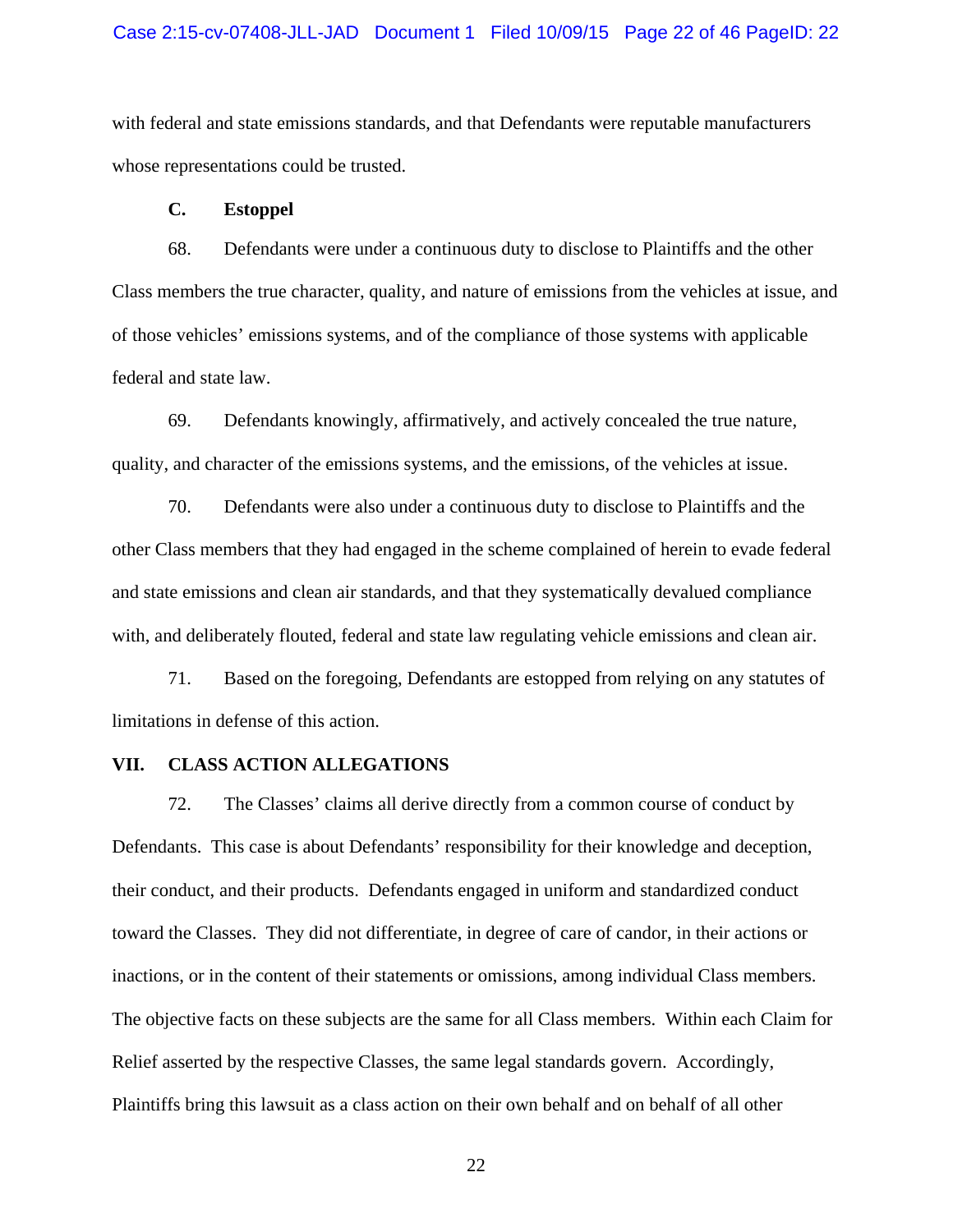with federal and state emissions standards, and that Defendants were reputable manufacturers whose representations could be trusted.

### C. Estoppel

68. Defendants were under a continuous duty to disclose to Plaintiffs and the other Class members the true character, quality, and nature of emissions from the vehicles at issue, and of those vehicles' emissions systems, and of the compliance of those systems with applicable federal and state law.

69. Defendants knowingly, affirmatively, and actively concealed the true nature, quality, and character of the emissions systems, and the emissions, of the vehicles at issue.

70. Defendants were also under a continuous duty to disclose to Plaintiffs and the other Class members that they had engaged in the scheme complained of herein to evade federal and state emissions and clean air standards, and that they systematically devalued compliance with, and deliberately flouted, federal and state law regulating vehicle emissions and clean air.

71. Based on the foregoing, Defendants are estopped from relying on any statutes of limitations in defense of this action.

## VII. CLASS ACTION ALLEGATIONS

72. The Classes' claims all derive directly from a common course of conduct by Defendants. This case is about Defendants' responsibility for their knowledge and deception, their conduct, and their products. Defendants engaged in uniform and standardized conduct toward the Classes. They did not differentiate, in degree of care of candor, in their actions or inactions, or in the content of their statements or omissions, among individual Class members. The objective facts on these subjects are the same for all Class members. Within each Claim for Relief asserted by the respective Classes, the same legal standards govern. Accordingly, Plaintiffs bring this lawsuit as a class action on their own behalf and on behalf of all other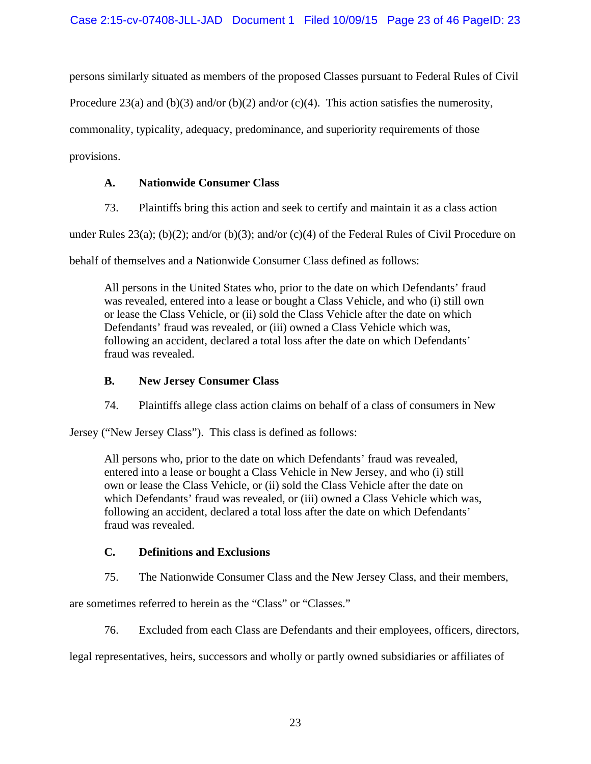persons similarly situated as members of the proposed Classes pursuant to Federal Rules of Civil Procedure 23(a) and (b)(3) and/or (b)(2) and/or (c)(4). This action satisfies the numerosity, commonality, typicality, adequacy, predominance, and superiority requirements of those provisions.

### A. Nationwide Consumer Class

73. Plaintiffs bring this action and seek to certify and maintain it as a class action under Rules 23(a); (b)(2); and/or (b)(3); and/or (c)(4) of the Federal Rules of Civil Procedure on behalf of themselves and a Nationwide Consumer Class defined as follows:

> All persons in the United States who, prior to the date on which Defendants' fraud was revealed, entered into a lease or bought a Class Vehicle, and who (i) still own or lease the Class Vehicle, or (ii) sold the Class Vehicle after the date on which Defendants' fraud was revealed, or (iii) owned a Class Vehicle which was, following an accident, declared a total loss after the date on which Defendants' fraud was revealed.

### B. New Jersey Consumer Class

74. Plaintiffs allege class action claims on behalf of a class of consumers in New Jersey ("New Jersey Class"). This class is defined as follows:

> All persons who, prior to the date on which Defendants' fraud was revealed, entered into a lease or bought a Class Vehicle in New Jersey, and who (i) still own or lease the Class Vehicle, or (ii) sold the Class Vehicle after the date on which Defendants' fraud was revealed, or (iii) owned a Class Vehicle which was, following an accident, declared a total loss after the date on which Defendants' fraud was revealed.

### C. Definitions and Exclusions

75. The Nationwide Consumer Class and the New Jersey Class, and their members, are sometimes referred to herein as the "Class" or "Classes."

76. Excluded from each Class are Defendants and their employees, officers, directors, legal representatives, heirs, successors and wholly or partly owned subsidiaries or affiliates of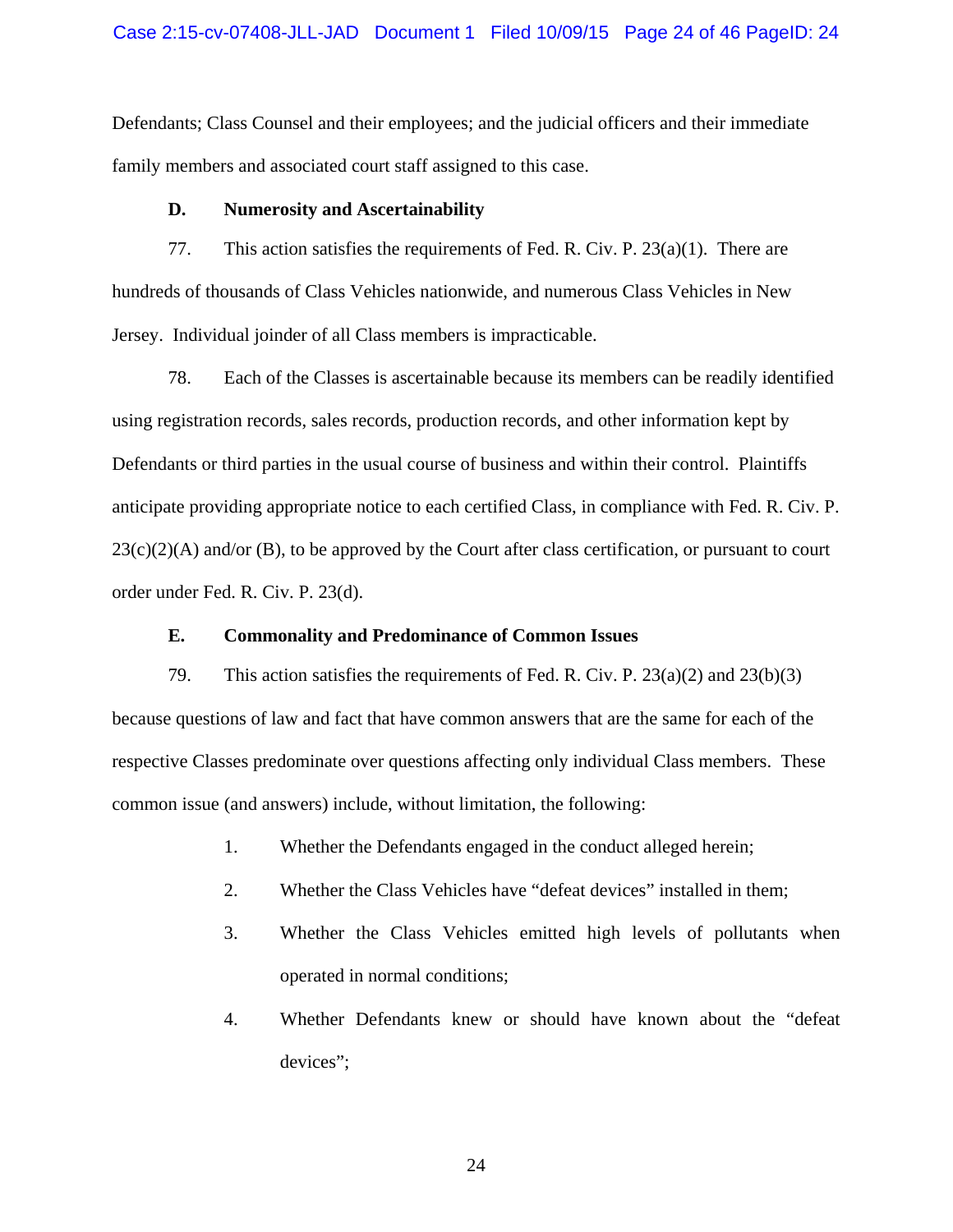Defendants; Class Counsel and their employees; and the judicial officers and their immediate family members and associated court staff assigned to this case.

**D. Numerosity and Ascertainability**

77. This action satisfies the requirements of Fed. R. Civ. P. 23(a)(1). There are hundreds of thousands of Class Vehicles nationwide, and numerous Class Vehicles in New Jersey. Individual joinder of all Class members is impracticable.

78. Each of the Classes is ascertainable because its members can be readily identified using registration records, sales records, production records, and other information kept by Defendants or third parties in the usual course of business and within their control. Plaintiffs anticipate providing appropriate notice to each certified Class, in compliance with Fed. R. Civ. P. 23(c)(2)(A) and/or (B), to be approved by the Court after class certification, or pursuant to court order under Fed. R. Civ. P. 23(d).

**E. Commonality and Predominance of Common Issues**

79. This action satisfies the requirements of Fed. R. Civ. P. 23(a)(2) and 23(b)(3) because questions of law and fact that have common answers that are the same for each of the respective Classes predominate over questions affecting only individual Class members. These common issue (and answers) include, without limitation, the following:

1. Whether the Defendants engaged in the conduct alleged herein;
2. Whether the Class Vehicles have "defeat devices" installed in them;
3. Whether the Class Vehicles emitted high levels of pollutants when operated in normal conditions;
4. Whether Defendants knew or should have known about the "defeat devices";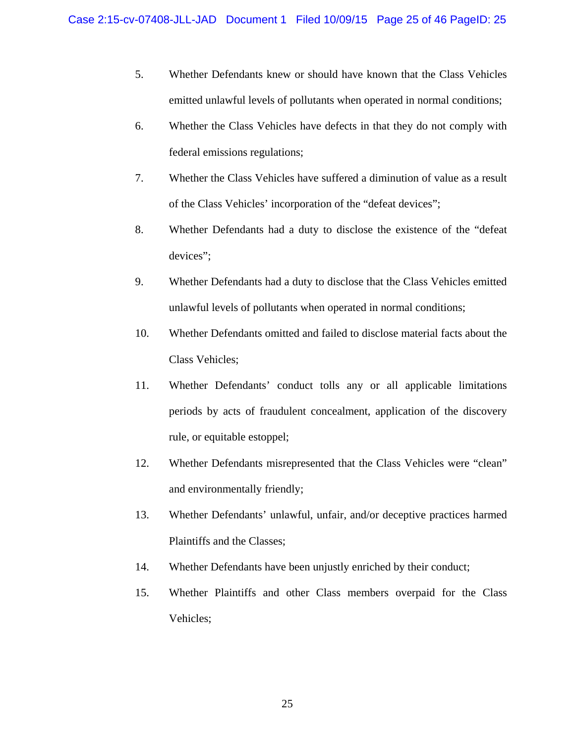5. Whether Defendants knew or should have known that the Class Vehicles emitted unlawful levels of pollutants when operated in normal conditions;

6. Whether the Class Vehicles have defects in that they do not comply with federal emissions regulations;

7. Whether the Class Vehicles have suffered a diminution of value as a result of the Class Vehicles' incorporation of the "defeat devices";

8. Whether Defendants had a duty to disclose the existence of the "defeat devices";

9. Whether Defendants had a duty to disclose that the Class Vehicles emitted unlawful levels of pollutants when operated in normal conditions;

10. Whether Defendants omitted and failed to disclose material facts about the Class Vehicles;

11. Whether Defendants' conduct tolls any or all applicable limitations periods by acts of fraudulent concealment, application of the discovery rule, or equitable estoppel;

12. Whether Defendants misrepresented that the Class Vehicles were "clean" and environmentally friendly;

13. Whether Defendants' unlawful, unfair, and/or deceptive practices harmed Plaintiffs and the Classes;

14. Whether Defendants have been unjustly enriched by their conduct;

15. Whether Plaintiffs and other Class members overpaid for the Class Vehicles;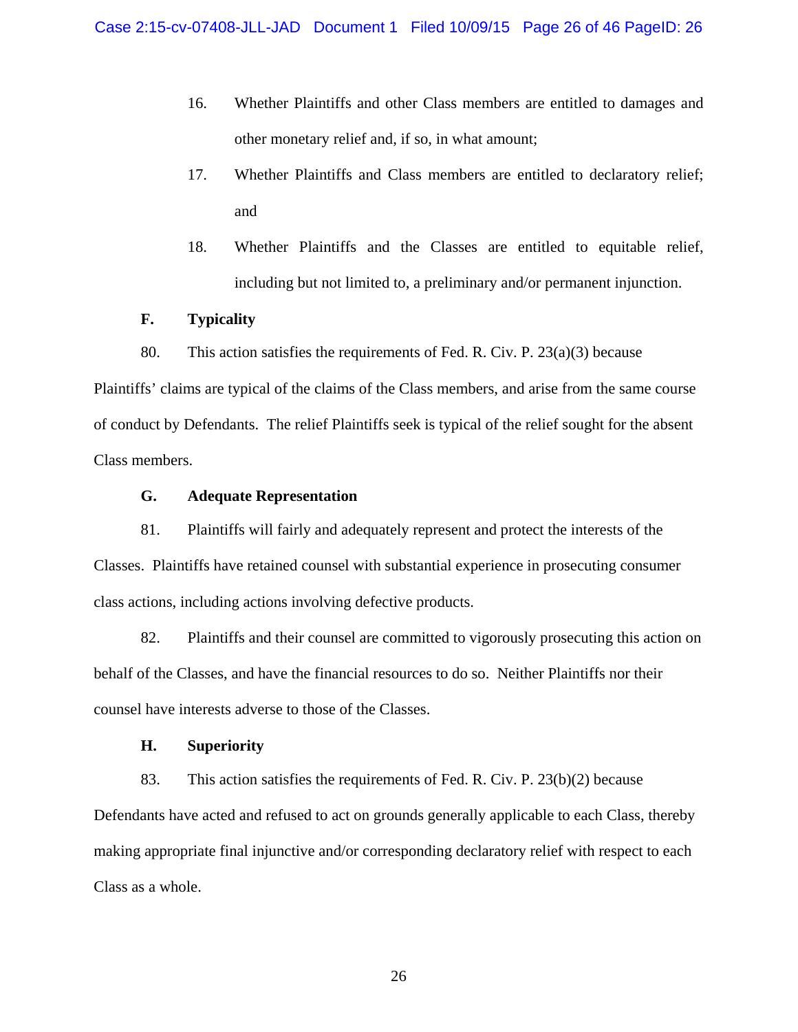16. Whether Plaintiffs and other Class members are entitled to damages and other monetary relief and, if so, in what amount;

17. Whether Plaintiffs and Class members are entitled to declaratory relief; and

18. Whether Plaintiffs and the Classes are entitled to equitable relief, including but not limited to, a preliminary and/or permanent injunction.

**F. Typicality**

80. This action satisfies the requirements of Fed. R. Civ. P. 23(a)(3) because Plaintiffs' claims are typical of the claims of the Class members, and arise from the same course of conduct by Defendants. The relief Plaintiffs seek is typical of the relief sought for the absent Class members.

**G. Adequate Representation**

81. Plaintiffs will fairly and adequately represent and protect the interests of the Classes. Plaintiffs have retained counsel with substantial experience in prosecuting consumer class actions, including actions involving defective products.

82. Plaintiffs and their counsel are committed to vigorously prosecuting this action on behalf of the Classes, and have the financial resources to do so. Neither Plaintiffs nor their counsel have interests adverse to those of the Classes.

**H. Superiority**

83. This action satisfies the requirements of Fed. R. Civ. P. 23(b)(2) because Defendants have acted and refused to act on grounds generally applicable to each Class, thereby making appropriate final injunctive and/or corresponding declaratory relief with respect to each Class as a whole.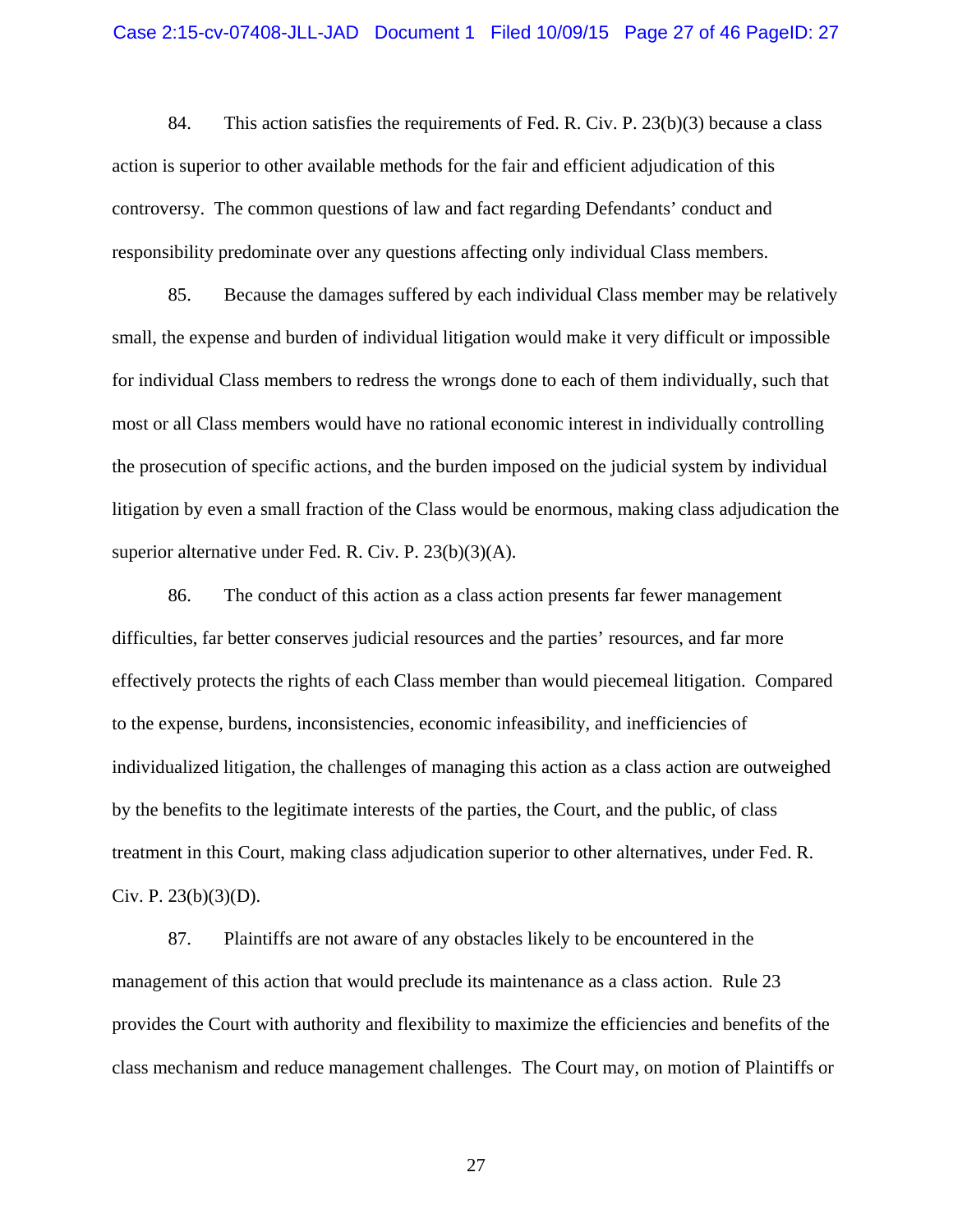84. This action satisfies the requirements of Fed. R. Civ. P. 23(b)(3) because a class action is superior to other available methods for the fair and efficient adjudication of this controversy. The common questions of law and fact regarding Defendants' conduct and responsibility predominate over any questions affecting only individual Class members.

85. Because the damages suffered by each individual Class member may be relatively small, the expense and burden of individual litigation would make it very difficult or impossible for individual Class members to redress the wrongs done to each of them individually, such that most or all Class members would have no rational economic interest in individually controlling the prosecution of specific actions, and the burden imposed on the judicial system by individual litigation by even a small fraction of the Class would be enormous, making class adjudication the superior alternative under Fed. R. Civ. P. 23(b)(3)(A).

86. The conduct of this action as a class action presents far fewer management difficulties, far better conserves judicial resources and the parties' resources, and far more effectively protects the rights of each Class member than would piecemeal litigation. Compared to the expense, burdens, inconsistencies, economic infeasibility, and inefficiencies of individualized litigation, the challenges of managing this action as a class action are outweighed by the benefits to the legitimate interests of the parties, the Court, and the public, of class treatment in this Court, making class adjudication superior to other alternatives, under Fed. R. Civ. P. 23(b)(3)(D).

87. Plaintiffs are not aware of any obstacles likely to be encountered in the management of this action that would preclude its maintenance as a class action. Rule 23 provides the Court with authority and flexibility to maximize the efficiencies and benefits of the class mechanism and reduce management challenges. The Court may, on motion of Plaintiffs or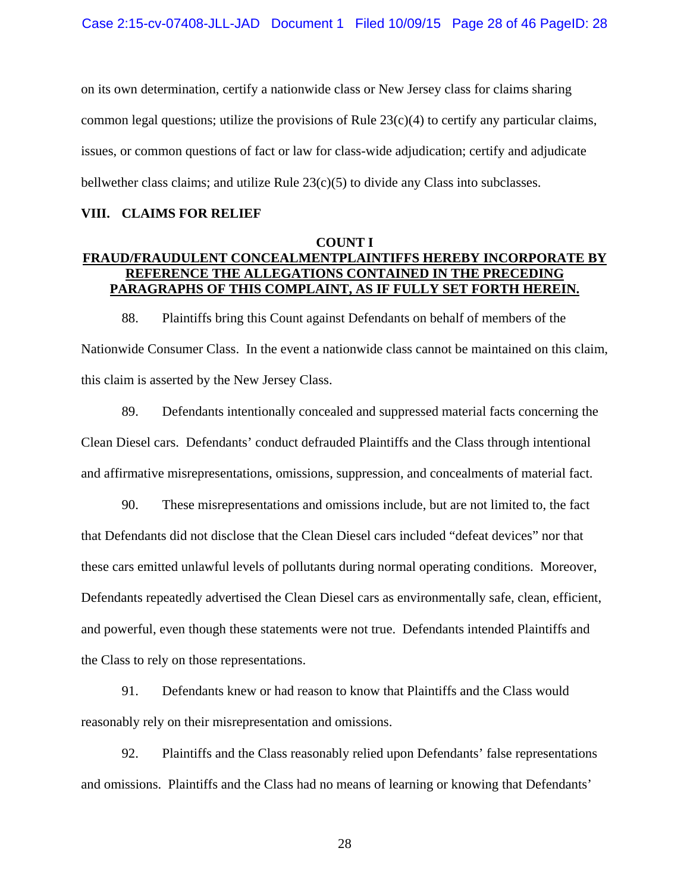on its own determination, certify a nationwide class or New Jersey class for claims sharing common legal questions; utilize the provisions of Rule 23(c)(4) to certify any particular claims, issues, or common questions of fact or law for class-wide adjudication; certify and adjudicate bellwether class claims; and utilize Rule 23(c)(5) to divide any Class into subclasses.

## VIII. CLAIMS FOR RELIEF

### COUNT I

### FRAUD/FRAUDULENT CONCEALMENTPLAINTIFFS HEREBY INCORPORATE BY REFERENCE THE ALLEGATIONS CONTAINED IN THE PRECEDING PARAGRAPHS OF THIS COMPLAINT, AS IF FULLY SET FORTH HEREIN.

88. Plaintiffs bring this Count against Defendants on behalf of members of the Nationwide Consumer Class. In the event a nationwide class cannot be maintained on this claim, this claim is asserted by the New Jersey Class.

89. Defendants intentionally concealed and suppressed material facts concerning the Clean Diesel cars. Defendants' conduct defrauded Plaintiffs and the Class through intentional and affirmative misrepresentations, omissions, suppression, and concealments of material fact.

90. These misrepresentations and omissions include, but are not limited to, the fact that Defendants did not disclose that the Clean Diesel cars included "defeat devices" nor that these cars emitted unlawful levels of pollutants during normal operating conditions. Moreover, Defendants repeatedly advertised the Clean Diesel cars as environmentally safe, clean, efficient, and powerful, even though these statements were not true. Defendants intended Plaintiffs and the Class to rely on those representations.

91. Defendants knew or had reason to know that Plaintiffs and the Class would reasonably rely on their misrepresentation and omissions.

92. Plaintiffs and the Class reasonably relied upon Defendants' false representations and omissions. Plaintiffs and the Class had no means of learning or knowing that Defendants'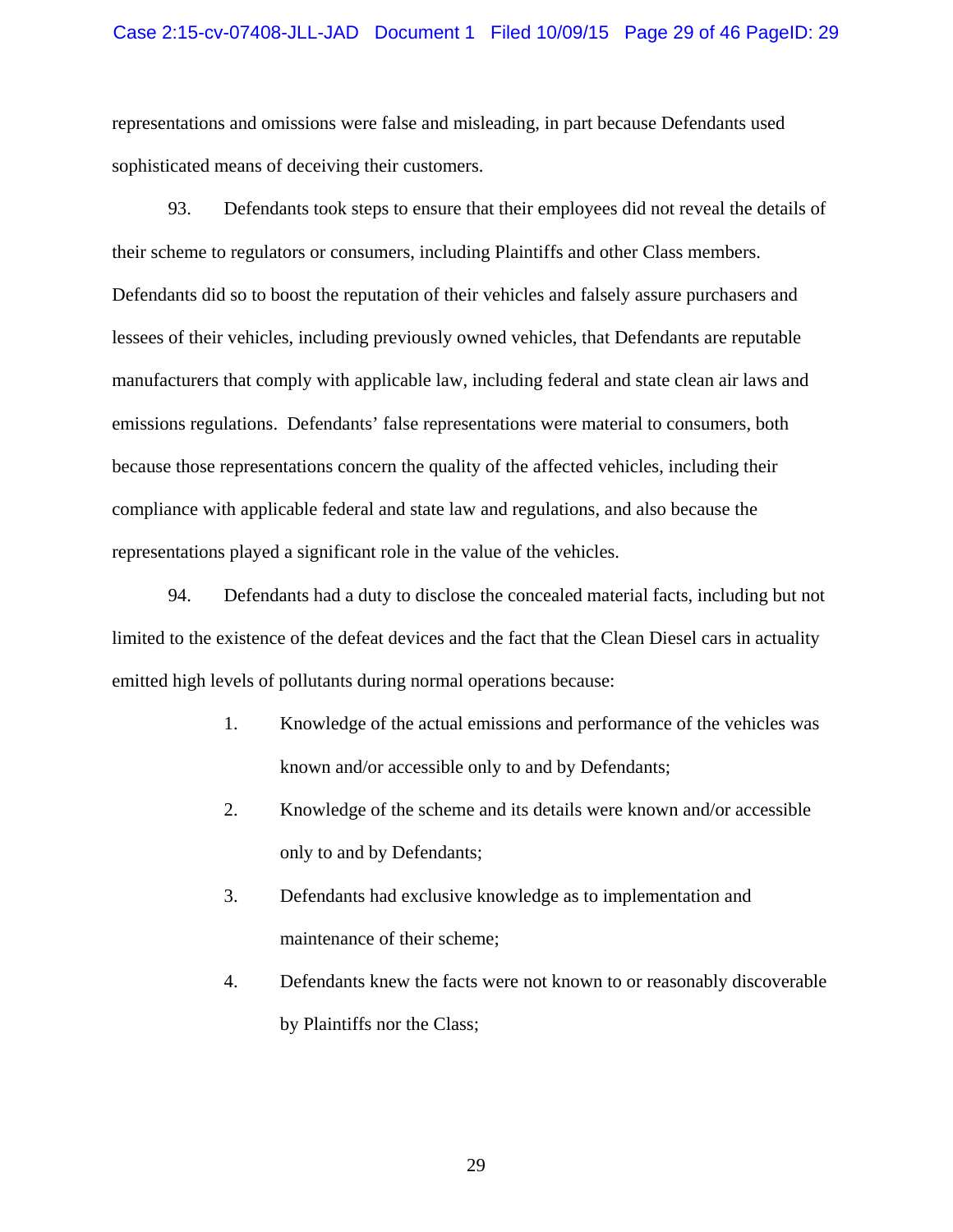representations and omissions were false and misleading, in part because Defendants used sophisticated means of deceiving their customers.

93. Defendants took steps to ensure that their employees did not reveal the details of their scheme to regulators or consumers, including Plaintiffs and other Class members. Defendants did so to boost the reputation of their vehicles and falsely assure purchasers and lessees of their vehicles, including previously owned vehicles, that Defendants are reputable manufacturers that comply with applicable law, including federal and state clean air laws and emissions regulations. Defendants' false representations were material to consumers, both because those representations concern the quality of the affected vehicles, including their compliance with applicable federal and state law and regulations, and also because the representations played a significant role in the value of the vehicles.

94. Defendants had a duty to disclose the concealed material facts, including but not limited to the existence of the defeat devices and the fact that the Clean Diesel cars in actuality emitted high levels of pollutants during normal operations because:

1. Knowledge of the actual emissions and performance of the vehicles was known and/or accessible only to and by Defendants;
2. Knowledge of the scheme and its details were known and/or accessible only to and by Defendants;
3. Defendants had exclusive knowledge as to implementation and maintenance of their scheme;
4. Defendants knew the facts were not known to or reasonably discoverable by Plaintiffs nor the Class;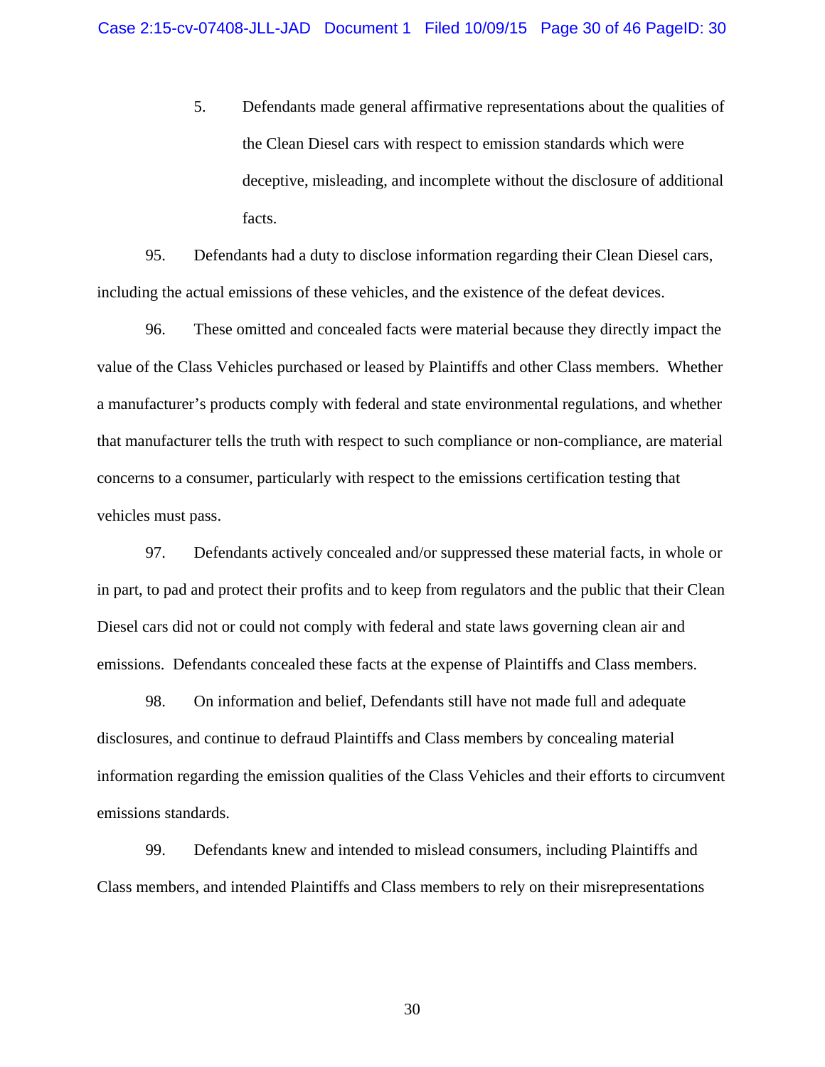5. Defendants made general affirmative representations about the qualities of the Clean Diesel cars with respect to emission standards which were deceptive, misleading, and incomplete without the disclosure of additional facts.

95. Defendants had a duty to disclose information regarding their Clean Diesel cars, including the actual emissions of these vehicles, and the existence of the defeat devices.

96. These omitted and concealed facts were material because they directly impact the value of the Class Vehicles purchased or leased by Plaintiffs and other Class members. Whether a manufacturer's products comply with federal and state environmental regulations, and whether that manufacturer tells the truth with respect to such compliance or non-compliance, are material concerns to a consumer, particularly with respect to the emissions certification testing that vehicles must pass.

97. Defendants actively concealed and/or suppressed these material facts, in whole or in part, to pad and protect their profits and to keep from regulators and the public that their Clean Diesel cars did not or could not comply with federal and state laws governing clean air and emissions. Defendants concealed these facts at the expense of Plaintiffs and Class members.

98. On information and belief, Defendants still have not made full and adequate disclosures, and continue to defraud Plaintiffs and Class members by concealing material information regarding the emission qualities of the Class Vehicles and their efforts to circumvent emissions standards.

99. Defendants knew and intended to mislead consumers, including Plaintiffs and Class members, and intended Plaintiffs and Class members to rely on their misrepresentations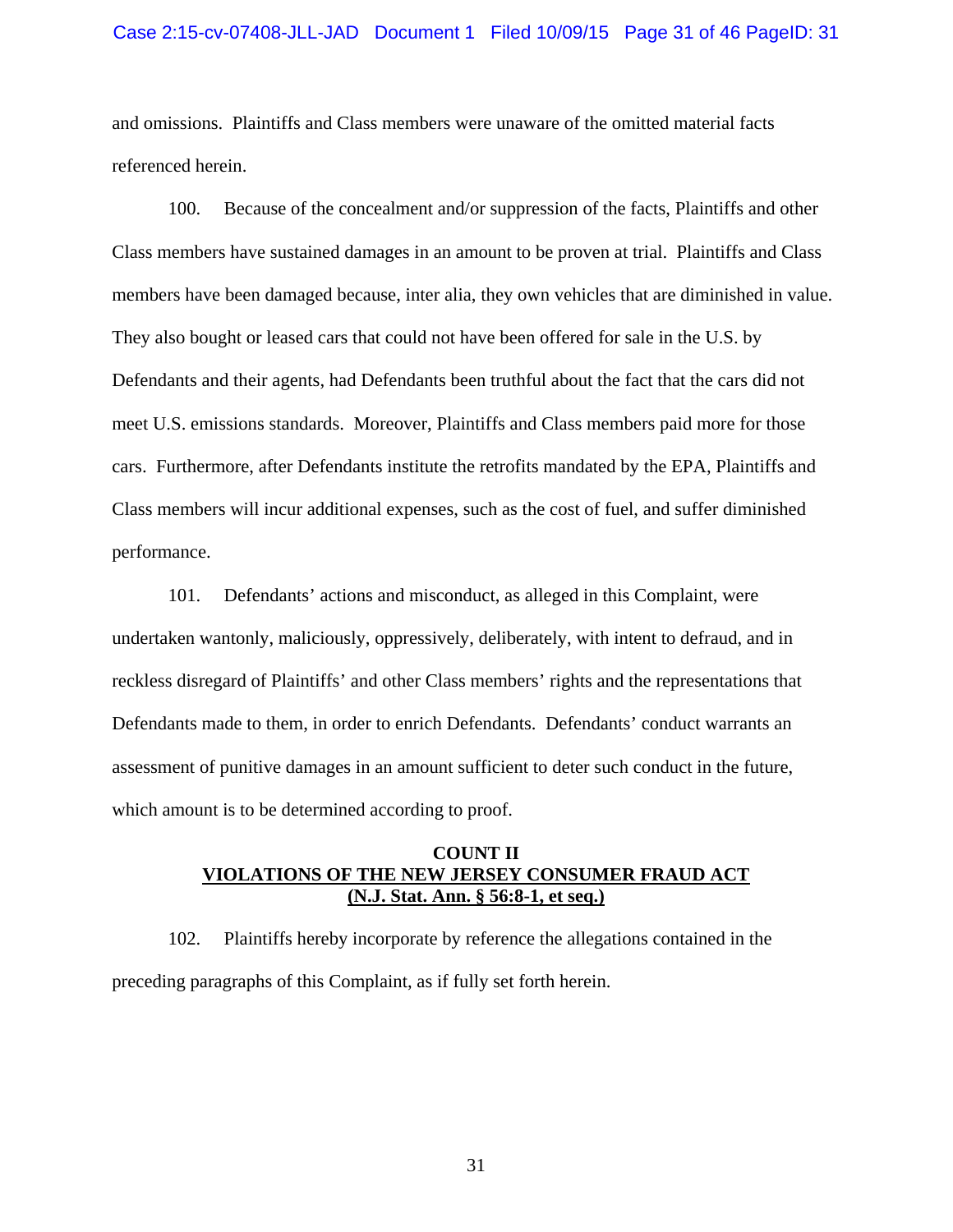and omissions. Plaintiffs and Class members were unaware of the omitted material facts referenced herein.

100. Because of the concealment and/or suppression of the facts, Plaintiffs and other Class members have sustained damages in an amount to be proven at trial. Plaintiffs and Class members have been damaged because, inter alia, they own vehicles that are diminished in value. They also bought or leased cars that could not have been offered for sale in the U.S. by Defendants and their agents, had Defendants been truthful about the fact that the cars did not meet U.S. emissions standards. Moreover, Plaintiffs and Class members paid more for those cars. Furthermore, after Defendants institute the retrofits mandated by the EPA, Plaintiffs and Class members will incur additional expenses, such as the cost of fuel, and suffer diminished performance.

101. Defendants' actions and misconduct, as alleged in this Complaint, were undertaken wantonly, maliciously, oppressively, deliberately, with intent to defraud, and in reckless disregard of Plaintiffs' and other Class members' rights and the representations that Defendants made to them, in order to enrich Defendants. Defendants' conduct warrants an assessment of punitive damages in an amount sufficient to deter such conduct in the future, which amount is to be determined according to proof.

## COUNT II
## VIOLATIONS OF THE NEW JERSEY CONSUMER FRAUD ACT
## (N.J. Stat. Ann. § 56:8-1, et seq.)

102. Plaintiffs hereby incorporate by reference the allegations contained in the preceding paragraphs of this Complaint, as if fully set forth herein.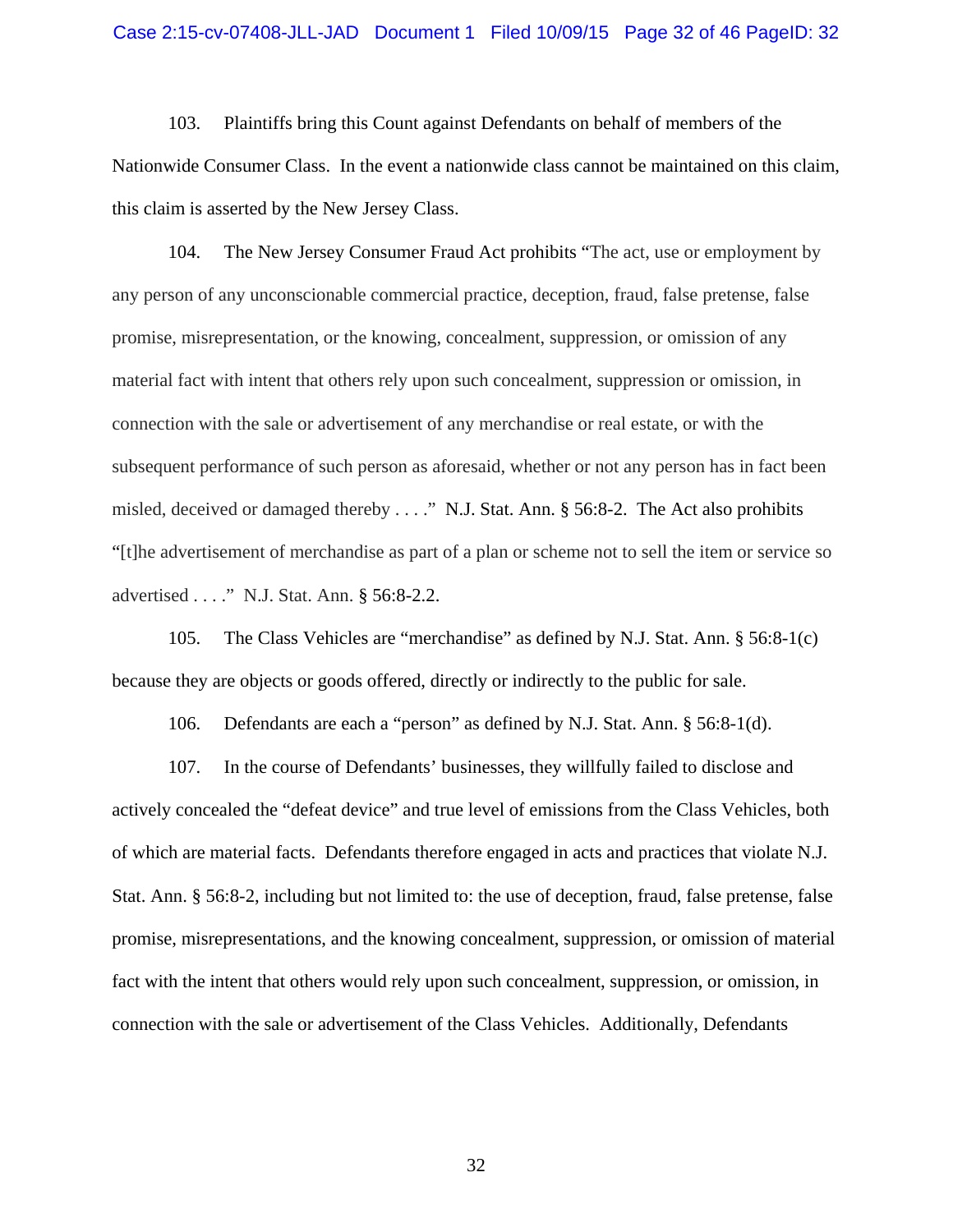103. Plaintiffs bring this Count against Defendants on behalf of members of the Nationwide Consumer Class. In the event a nationwide class cannot be maintained on this claim, this claim is asserted by the New Jersey Class.

104. The New Jersey Consumer Fraud Act prohibits "The act, use or employment by any person of any unconscionable commercial practice, deception, fraud, false pretense, false promise, misrepresentation, or the knowing, concealment, suppression, or omission of any material fact with intent that others rely upon such concealment, suppression or omission, in connection with the sale or advertisement of any merchandise or real estate, or with the subsequent performance of such person as aforesaid, whether or not any person has in fact been misled, deceived or damaged thereby . . . ." N.J. Stat. Ann. § 56:8-2. The Act also prohibits "[t]he advertisement of merchandise as part of a plan or scheme not to sell the item or service so advertised . . . ." N.J. Stat. Ann. § 56:8-2.2.

105. The Class Vehicles are "merchandise" as defined by N.J. Stat. Ann. § 56:8-1(c) because they are objects or goods offered, directly or indirectly to the public for sale.

106. Defendants are each a "person" as defined by N.J. Stat. Ann. § 56:8-1(d).

107. In the course of Defendants' businesses, they willfully failed to disclose and actively concealed the "defeat device" and true level of emissions from the Class Vehicles, both of which are material facts. Defendants therefore engaged in acts and practices that violate N.J. Stat. Ann. § 56:8-2, including but not limited to: the use of deception, fraud, false pretense, false promise, misrepresentations, and the knowing concealment, suppression, or omission of material fact with the intent that others would rely upon such concealment, suppression, or omission, in connection with the sale or advertisement of the Class Vehicles. Additionally, Defendants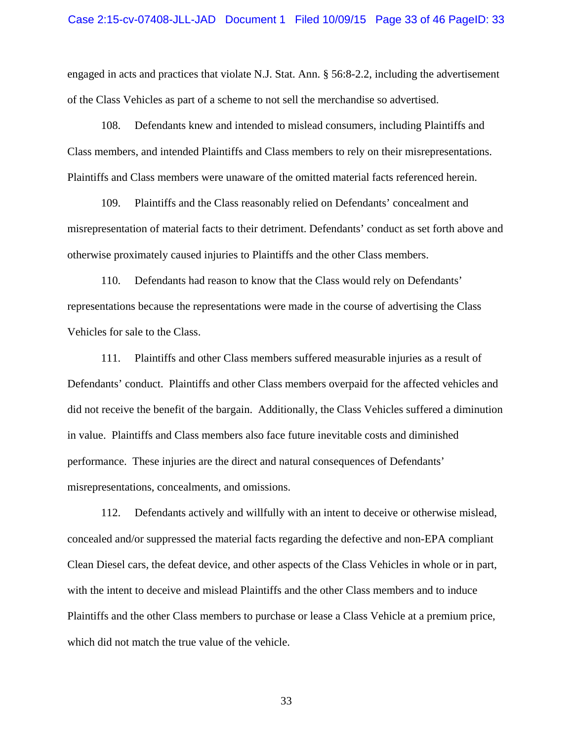engaged in acts and practices that violate N.J. Stat. Ann. § 56:8-2.2, including the advertisement of the Class Vehicles as part of a scheme to not sell the merchandise so advertised.

108. Defendants knew and intended to mislead consumers, including Plaintiffs and Class members, and intended Plaintiffs and Class members to rely on their misrepresentations. Plaintiffs and Class members were unaware of the omitted material facts referenced herein.

109. Plaintiffs and the Class reasonably relied on Defendants' concealment and misrepresentation of material facts to their detriment. Defendants' conduct as set forth above and otherwise proximately caused injuries to Plaintiffs and the other Class members.

110. Defendants had reason to know that the Class would rely on Defendants' representations because the representations were made in the course of advertising the Class Vehicles for sale to the Class.

111. Plaintiffs and other Class members suffered measurable injuries as a result of Defendants' conduct. Plaintiffs and other Class members overpaid for the affected vehicles and did not receive the benefit of the bargain. Additionally, the Class Vehicles suffered a diminution in value. Plaintiffs and Class members also face future inevitable costs and diminished performance. These injuries are the direct and natural consequences of Defendants' misrepresentations, concealments, and omissions.

112. Defendants actively and willfully with an intent to deceive or otherwise mislead, concealed and/or suppressed the material facts regarding the defective and non-EPA compliant Clean Diesel cars, the defeat device, and other aspects of the Class Vehicles in whole or in part, with the intent to deceive and mislead Plaintiffs and the other Class members and to induce Plaintiffs and the other Class members to purchase or lease a Class Vehicle at a premium price, which did not match the true value of the vehicle.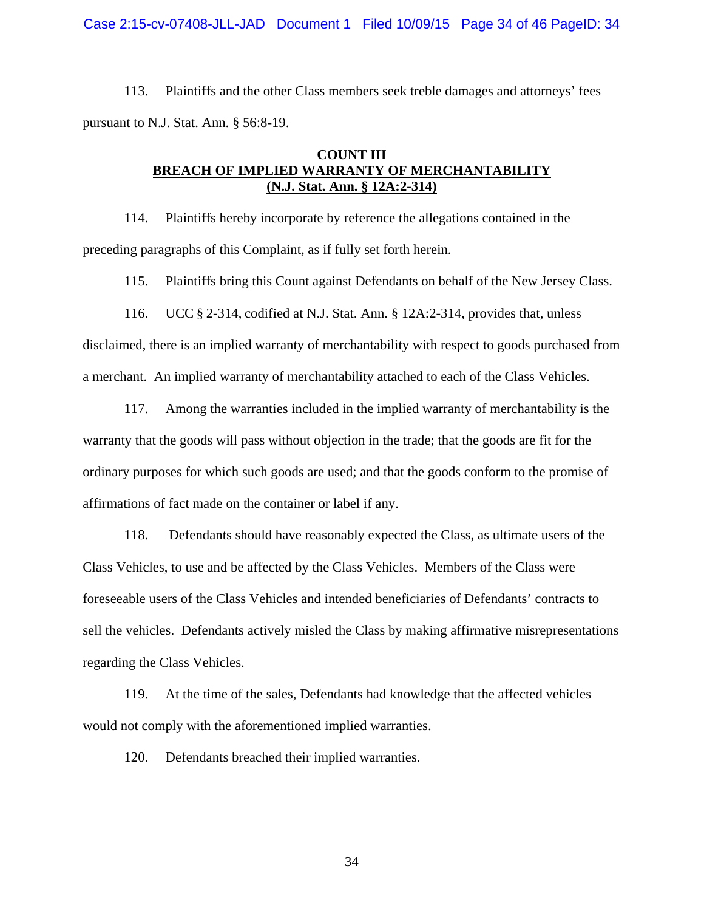113. Plaintiffs and the other Class members seek treble damages and attorneys' fees pursuant to N.J. Stat. Ann. § 56:8-19.

## COUNT III
## BREACH OF IMPLIED WARRANTY OF MERCHANTABILITY
## (N.J. Stat. Ann. § 12A:2-314)

114. Plaintiffs hereby incorporate by reference the allegations contained in the preceding paragraphs of this Complaint, as if fully set forth herein.

115. Plaintiffs bring this Count against Defendants on behalf of the New Jersey Class.

116. UCC § 2-314, codified at N.J. Stat. Ann. § 12A:2-314, provides that, unless disclaimed, there is an implied warranty of merchantability with respect to goods purchased from a merchant. An implied warranty of merchantability attached to each of the Class Vehicles.

117. Among the warranties included in the implied warranty of merchantability is the warranty that the goods will pass without objection in the trade; that the goods are fit for the ordinary purposes for which such goods are used; and that the goods conform to the promise of affirmations of fact made on the container or label if any.

118. Defendants should have reasonably expected the Class, as ultimate users of the Class Vehicles, to use and be affected by the Class Vehicles. Members of the Class were foreseeable users of the Class Vehicles and intended beneficiaries of Defendants' contracts to sell the vehicles. Defendants actively misled the Class by making affirmative misrepresentations regarding the Class Vehicles.

119. At the time of the sales, Defendants had knowledge that the affected vehicles would not comply with the aforementioned implied warranties.

120. Defendants breached their implied warranties.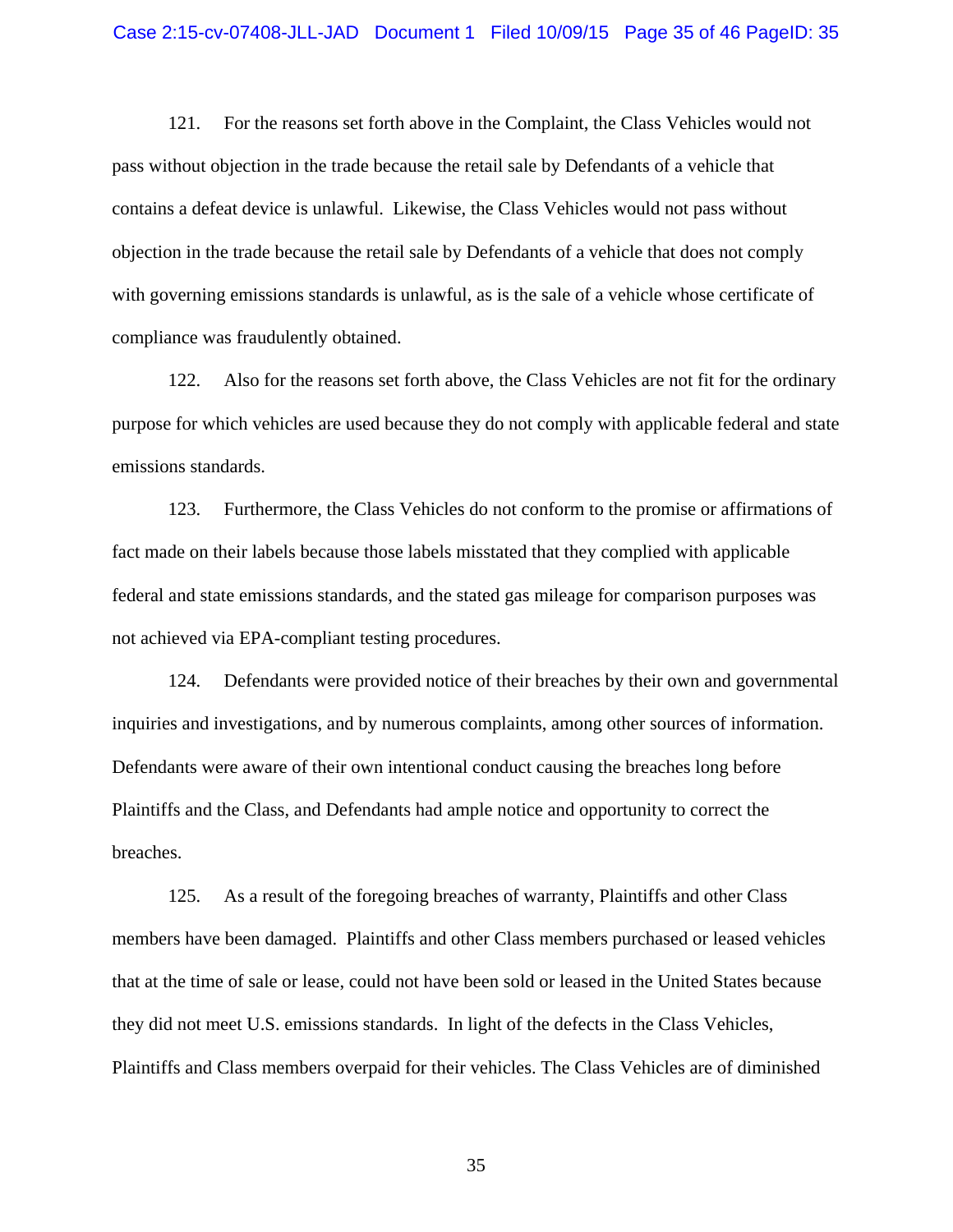121. For the reasons set forth above in the Complaint, the Class Vehicles would not pass without objection in the trade because the retail sale by Defendants of a vehicle that contains a defeat device is unlawful. Likewise, the Class Vehicles would not pass without objection in the trade because the retail sale by Defendants of a vehicle that does not comply with governing emissions standards is unlawful, as is the sale of a vehicle whose certificate of compliance was fraudulently obtained.

122. Also for the reasons set forth above, the Class Vehicles are not fit for the ordinary purpose for which vehicles are used because they do not comply with applicable federal and state emissions standards.

123. Furthermore, the Class Vehicles do not conform to the promise or affirmations of fact made on their labels because those labels misstated that they complied with applicable federal and state emissions standards, and the stated gas mileage for comparison purposes was not achieved via EPA-compliant testing procedures.

124. Defendants were provided notice of their breaches by their own and governmental inquiries and investigations, and by numerous complaints, among other sources of information. Defendants were aware of their own intentional conduct causing the breaches long before Plaintiffs and the Class, and Defendants had ample notice and opportunity to correct the breaches.

125. As a result of the foregoing breaches of warranty, Plaintiffs and other Class members have been damaged. Plaintiffs and other Class members purchased or leased vehicles that at the time of sale or lease, could not have been sold or leased in the United States because they did not meet U.S. emissions standards. In light of the defects in the Class Vehicles, Plaintiffs and Class members overpaid for their vehicles. The Class Vehicles are of diminished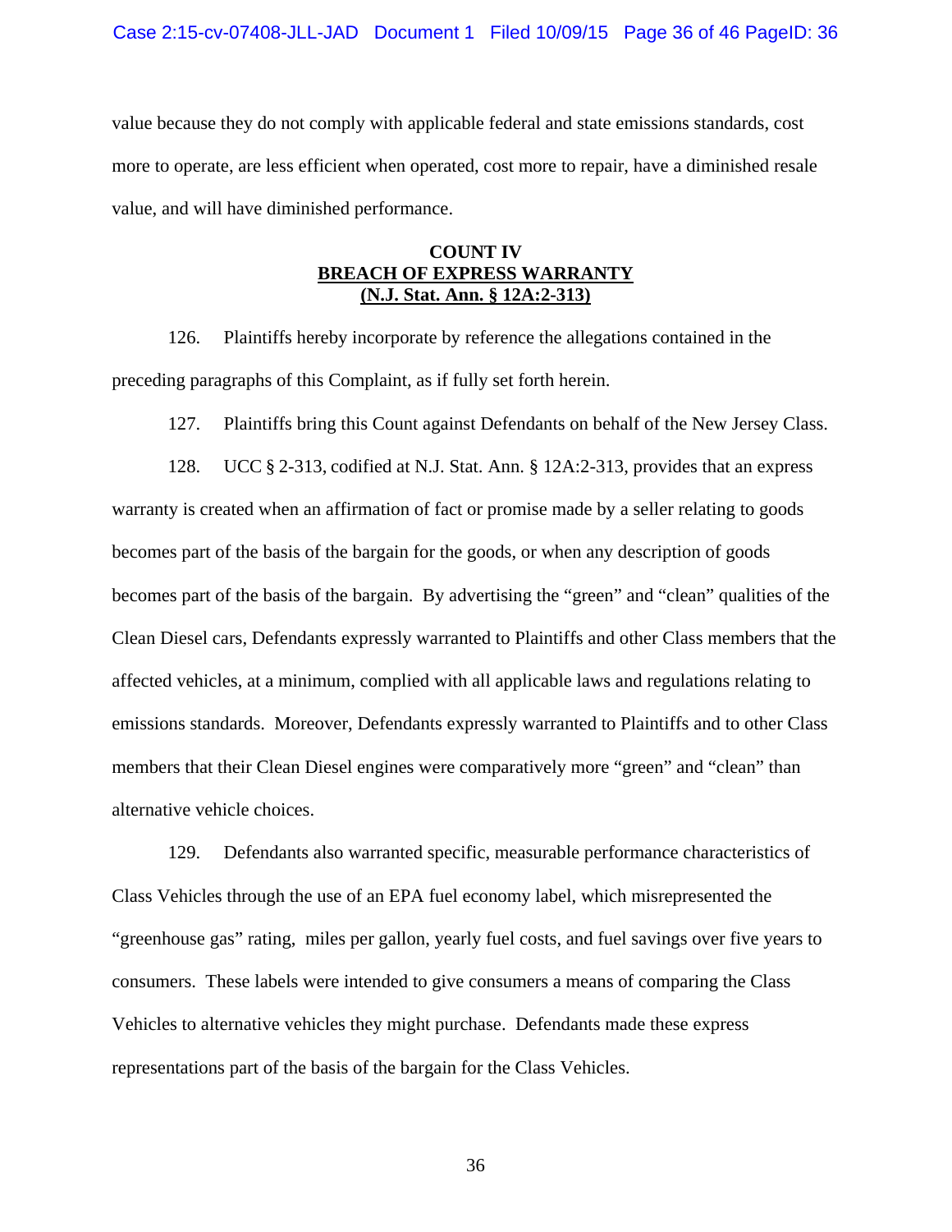value because they do not comply with applicable federal and state emissions standards, cost more to operate, are less efficient when operated, cost more to repair, have a diminished resale value, and will have diminished performance.

**COUNT IV**
**BREACH OF EXPRESS WARRANTY**
**(N.J. Stat. Ann. § 12A:2-313)**

126. Plaintiffs hereby incorporate by reference the allegations contained in the preceding paragraphs of this Complaint, as if fully set forth herein.

127. Plaintiffs bring this Count against Defendants on behalf of the New Jersey Class.

128. UCC § 2-313, codified at N.J. Stat. Ann. § 12A:2-313, provides that an express warranty is created when an affirmation of fact or promise made by a seller relating to goods becomes part of the basis of the bargain for the goods, or when any description of goods becomes part of the basis of the bargain. By advertising the "green" and "clean" qualities of the Clean Diesel cars, Defendants expressly warranted to Plaintiffs and other Class members that the affected vehicles, at a minimum, complied with all applicable laws and regulations relating to emissions standards. Moreover, Defendants expressly warranted to Plaintiffs and to other Class members that their Clean Diesel engines were comparatively more "green" and "clean" than alternative vehicle choices.

129. Defendants also warranted specific, measurable performance characteristics of Class Vehicles through the use of an EPA fuel economy label, which misrepresented the "greenhouse gas" rating, miles per gallon, yearly fuel costs, and fuel savings over five years to consumers. These labels were intended to give consumers a means of comparing the Class Vehicles to alternative vehicles they might purchase. Defendants made these express representations part of the basis of the bargain for the Class Vehicles.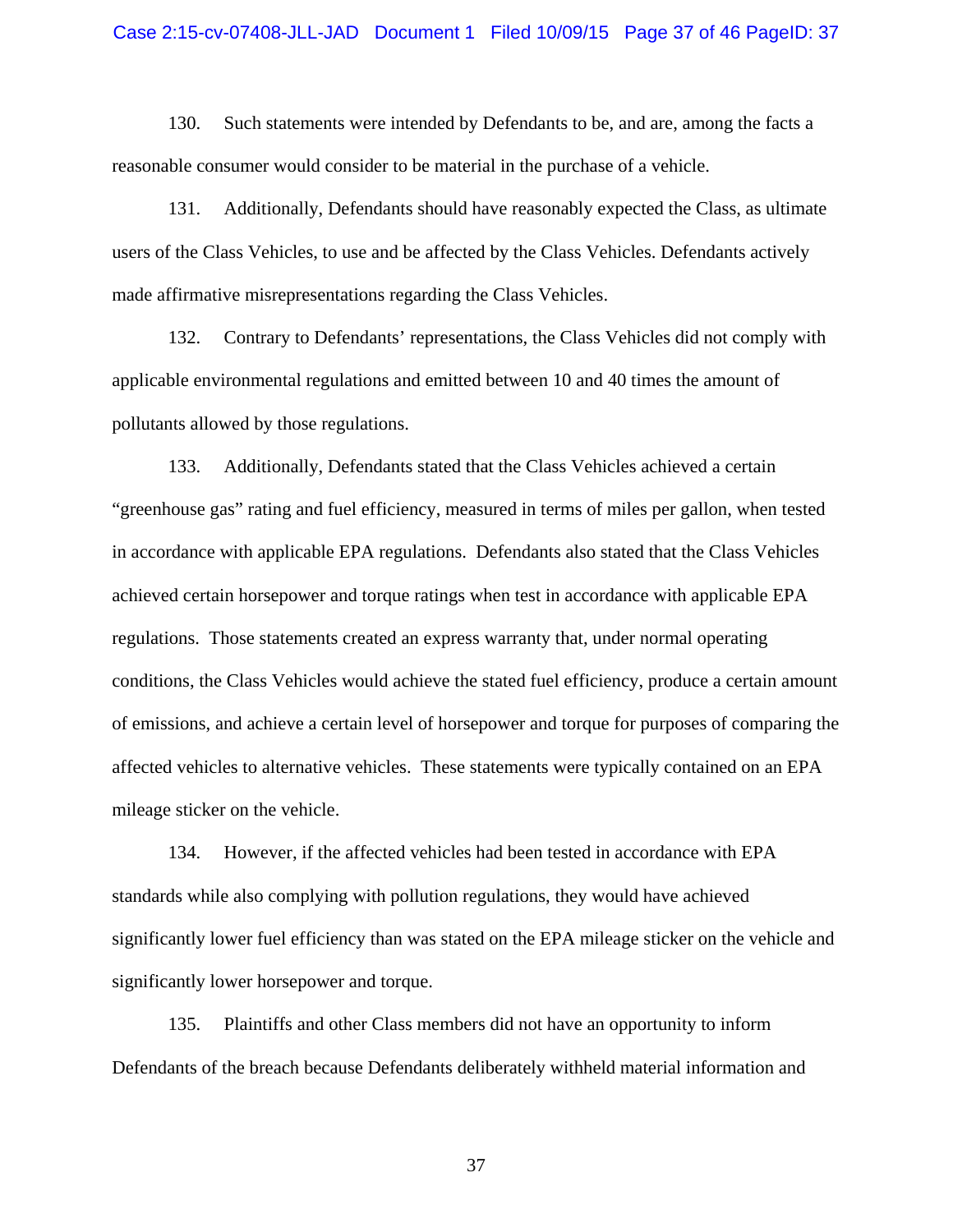130. Such statements were intended by Defendants to be, and are, among the facts a reasonable consumer would consider to be material in the purchase of a vehicle.

131. Additionally, Defendants should have reasonably expected the Class, as ultimate users of the Class Vehicles, to use and be affected by the Class Vehicles. Defendants actively made affirmative misrepresentations regarding the Class Vehicles.

132. Contrary to Defendants' representations, the Class Vehicles did not comply with applicable environmental regulations and emitted between 10 and 40 times the amount of pollutants allowed by those regulations.

133. Additionally, Defendants stated that the Class Vehicles achieved a certain "greenhouse gas" rating and fuel efficiency, measured in terms of miles per gallon, when tested in accordance with applicable EPA regulations. Defendants also stated that the Class Vehicles achieved certain horsepower and torque ratings when test in accordance with applicable EPA regulations. Those statements created an express warranty that, under normal operating conditions, the Class Vehicles would achieve the stated fuel efficiency, produce a certain amount of emissions, and achieve a certain level of horsepower and torque for purposes of comparing the affected vehicles to alternative vehicles. These statements were typically contained on an EPA mileage sticker on the vehicle.

134. However, if the affected vehicles had been tested in accordance with EPA standards while also complying with pollution regulations, they would have achieved significantly lower fuel efficiency than was stated on the EPA mileage sticker on the vehicle and significantly lower horsepower and torque.

135. Plaintiffs and other Class members did not have an opportunity to inform Defendants of the breach because Defendants deliberately withheld material information and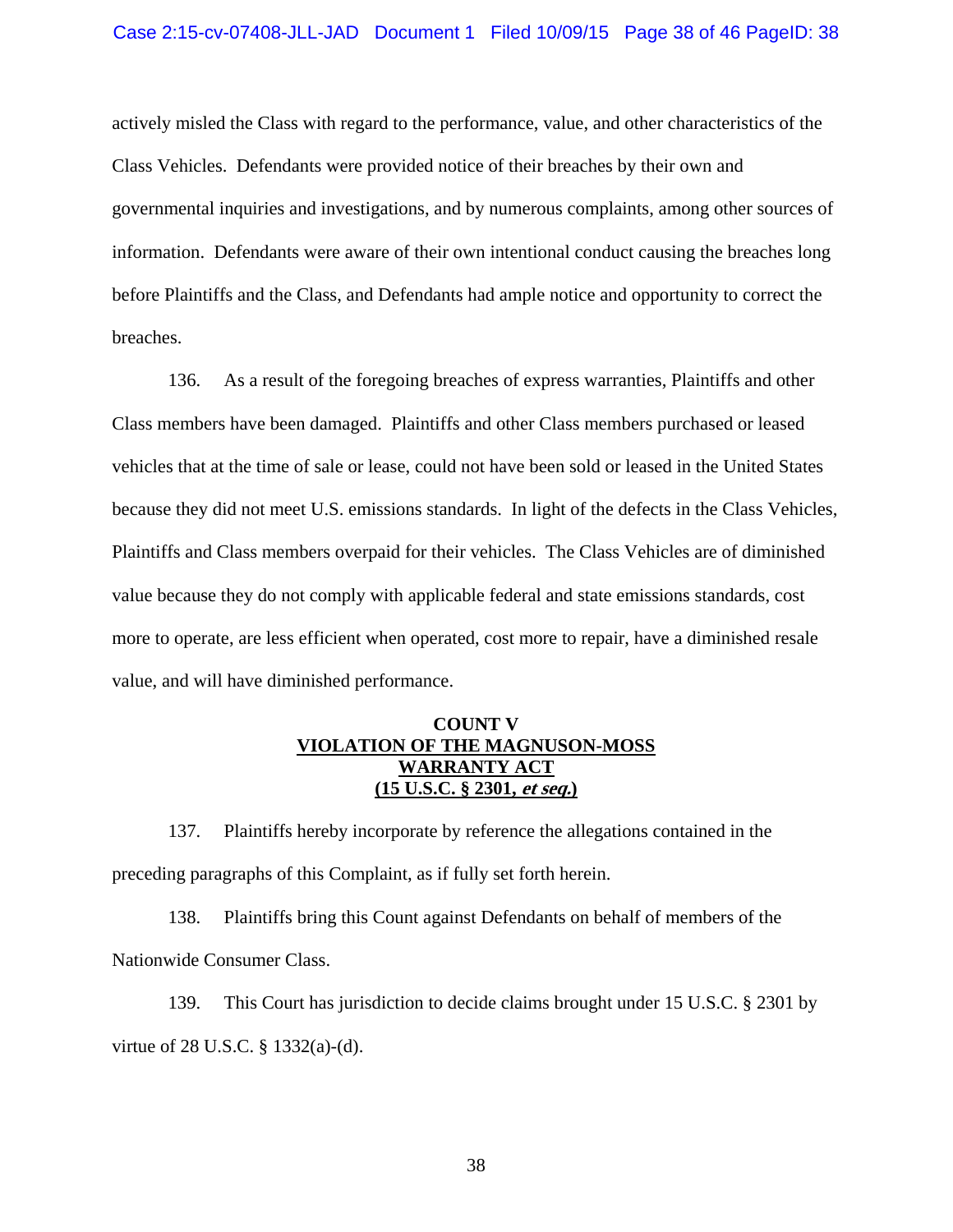actively misled the Class with regard to the performance, value, and other characteristics of the Class Vehicles. Defendants were provided notice of their breaches by their own and governmental inquiries and investigations, and by numerous complaints, among other sources of information. Defendants were aware of their own intentional conduct causing the breaches long before Plaintiffs and the Class, and Defendants had ample notice and opportunity to correct the breaches.

136. As a result of the foregoing breaches of express warranties, Plaintiffs and other Class members have been damaged. Plaintiffs and other Class members purchased or leased vehicles that at the time of sale or lease, could not have been sold or leased in the United States because they did not meet U.S. emissions standards. In light of the defects in the Class Vehicles, Plaintiffs and Class members overpaid for their vehicles. The Class Vehicles are of diminished value because they do not comply with applicable federal and state emissions standards, cost more to operate, are less efficient when operated, cost more to repair, have a diminished resale value, and will have diminished performance.

## COUNT V
## VIOLATION OF THE MAGNUSON-MOSS WARRANTY ACT (15 U.S.C. § 2301, *et seq.*)

137. Plaintiffs hereby incorporate by reference the allegations contained in the preceding paragraphs of this Complaint, as if fully set forth herein.

138. Plaintiffs bring this Count against Defendants on behalf of members of the Nationwide Consumer Class.

139. This Court has jurisdiction to decide claims brought under 15 U.S.C. § 2301 by virtue of 28 U.S.C. § 1332(a)-(d).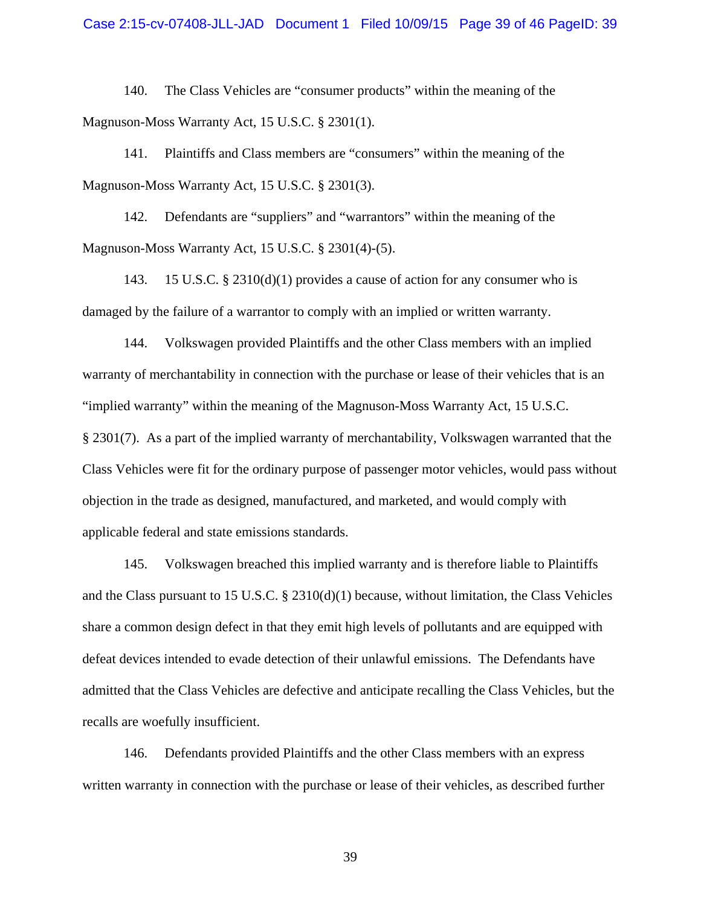140. The Class Vehicles are "consumer products" within the meaning of the Magnuson-Moss Warranty Act, 15 U.S.C. § 2301(1).

141. Plaintiffs and Class members are "consumers" within the meaning of the Magnuson-Moss Warranty Act, 15 U.S.C. § 2301(3).

142. Defendants are "suppliers" and "warrantors" within the meaning of the Magnuson-Moss Warranty Act, 15 U.S.C. § 2301(4)-(5).

143. 15 U.S.C. § 2310(d)(1) provides a cause of action for any consumer who is damaged by the failure of a warrantor to comply with an implied or written warranty.

144. Volkswagen provided Plaintiffs and the other Class members with an implied warranty of merchantability in connection with the purchase or lease of their vehicles that is an "implied warranty" within the meaning of the Magnuson-Moss Warranty Act, 15 U.S.C. § 2301(7). As a part of the implied warranty of merchantability, Volkswagen warranted that the Class Vehicles were fit for the ordinary purpose of passenger motor vehicles, would pass without objection in the trade as designed, manufactured, and marketed, and would comply with applicable federal and state emissions standards.

145. Volkswagen breached this implied warranty and is therefore liable to Plaintiffs and the Class pursuant to 15 U.S.C. § 2310(d)(1) because, without limitation, the Class Vehicles share a common design defect in that they emit high levels of pollutants and are equipped with defeat devices intended to evade detection of their unlawful emissions. The Defendants have admitted that the Class Vehicles are defective and anticipate recalling the Class Vehicles, but the recalls are woefully insufficient.

146. Defendants provided Plaintiffs and the other Class members with an express written warranty in connection with the purchase or lease of their vehicles, as described further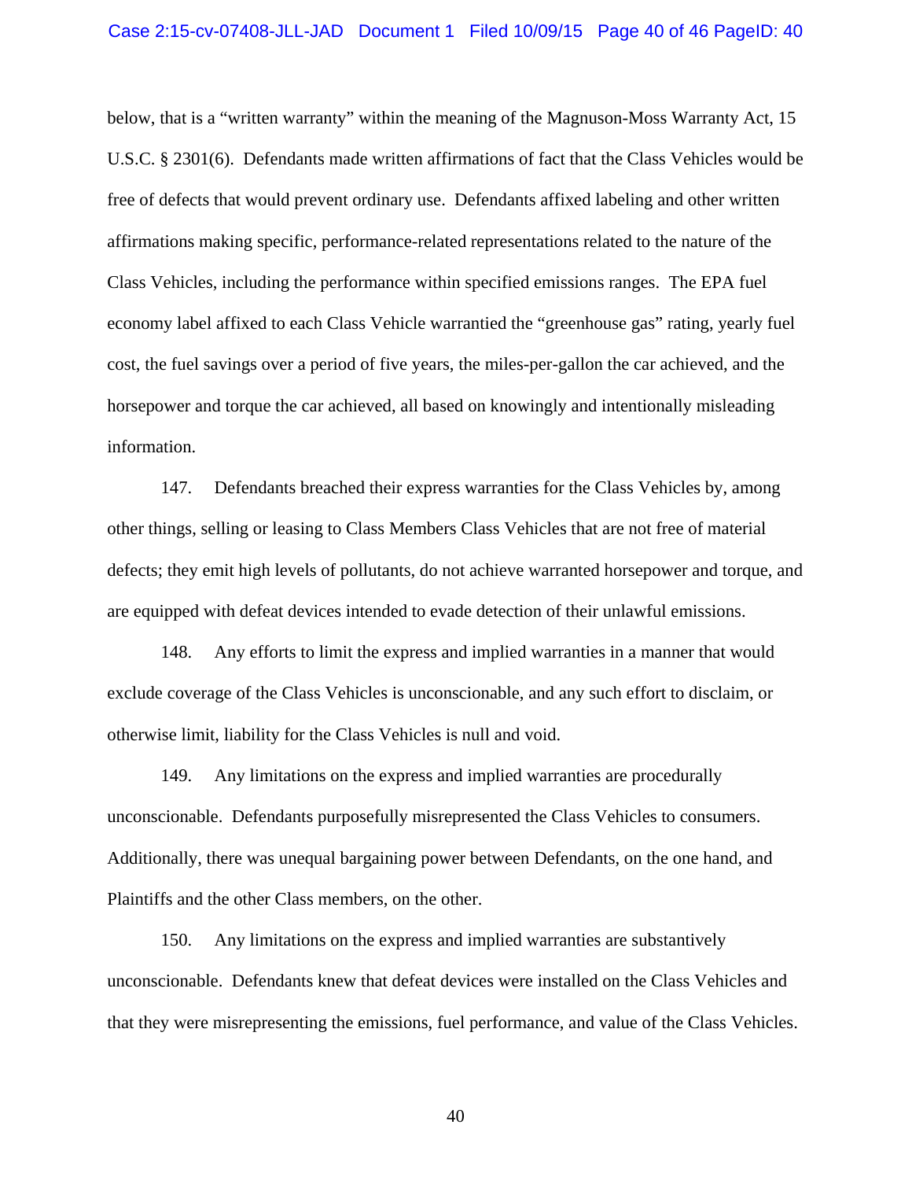below, that is a "written warranty" within the meaning of the Magnuson-Moss Warranty Act, 15 U.S.C. § 2301(6). Defendants made written affirmations of fact that the Class Vehicles would be free of defects that would prevent ordinary use. Defendants affixed labeling and other written affirmations making specific, performance-related representations related to the nature of the Class Vehicles, including the performance within specified emissions ranges. The EPA fuel economy label affixed to each Class Vehicle warrantied the "greenhouse gas" rating, yearly fuel cost, the fuel savings over a period of five years, the miles-per-gallon the car achieved, and the horsepower and torque the car achieved, all based on knowingly and intentionally misleading information.

147. Defendants breached their express warranties for the Class Vehicles by, among other things, selling or leasing to Class Members Class Vehicles that are not free of material defects; they emit high levels of pollutants, do not achieve warranted horsepower and torque, and are equipped with defeat devices intended to evade detection of their unlawful emissions.

148. Any efforts to limit the express and implied warranties in a manner that would exclude coverage of the Class Vehicles is unconscionable, and any such effort to disclaim, or otherwise limit, liability for the Class Vehicles is null and void.

149. Any limitations on the express and implied warranties are procedurally unconscionable. Defendants purposefully misrepresented the Class Vehicles to consumers. Additionally, there was unequal bargaining power between Defendants, on the one hand, and Plaintiffs and the other Class members, on the other.

150. Any limitations on the express and implied warranties are substantively unconscionable. Defendants knew that defeat devices were installed on the Class Vehicles and that they were misrepresenting the emissions, fuel performance, and value of the Class Vehicles.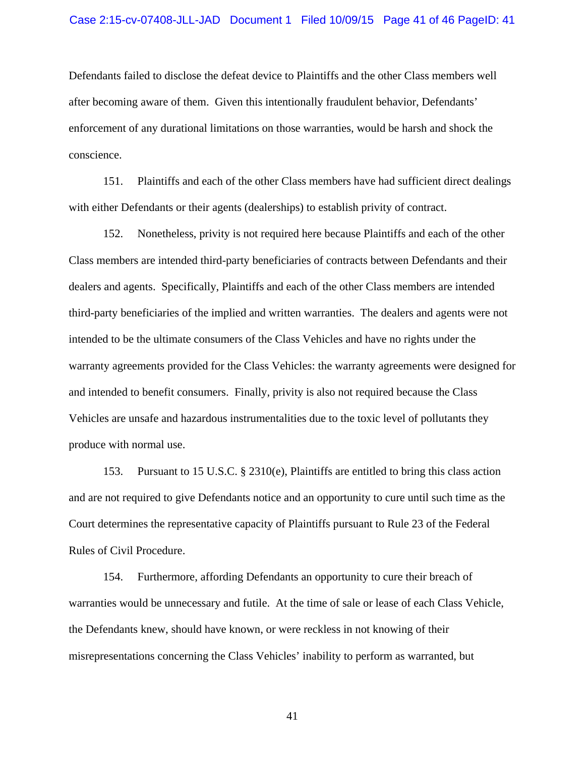Defendants failed to disclose the defeat device to Plaintiffs and the other Class members well after becoming aware of them. Given this intentionally fraudulent behavior, Defendants' enforcement of any durational limitations on those warranties, would be harsh and shock the conscience.

151. Plaintiffs and each of the other Class members have had sufficient direct dealings with either Defendants or their agents (dealerships) to establish privity of contract.

152. Nonetheless, privity is not required here because Plaintiffs and each of the other Class members are intended third-party beneficiaries of contracts between Defendants and their dealers and agents. Specifically, Plaintiffs and each of the other Class members are intended third-party beneficiaries of the implied and written warranties. The dealers and agents were not intended to be the ultimate consumers of the Class Vehicles and have no rights under the warranty agreements provided for the Class Vehicles: the warranty agreements were designed for and intended to benefit consumers. Finally, privity is also not required because the Class Vehicles are unsafe and hazardous instrumentalities due to the toxic level of pollutants they produce with normal use.

153. Pursuant to 15 U.S.C. § 2310(e), Plaintiffs are entitled to bring this class action and are not required to give Defendants notice and an opportunity to cure until such time as the Court determines the representative capacity of Plaintiffs pursuant to Rule 23 of the Federal Rules of Civil Procedure.

154. Furthermore, affording Defendants an opportunity to cure their breach of warranties would be unnecessary and futile. At the time of sale or lease of each Class Vehicle, the Defendants knew, should have known, or were reckless in not knowing of their misrepresentations concerning the Class Vehicles' inability to perform as warranted, but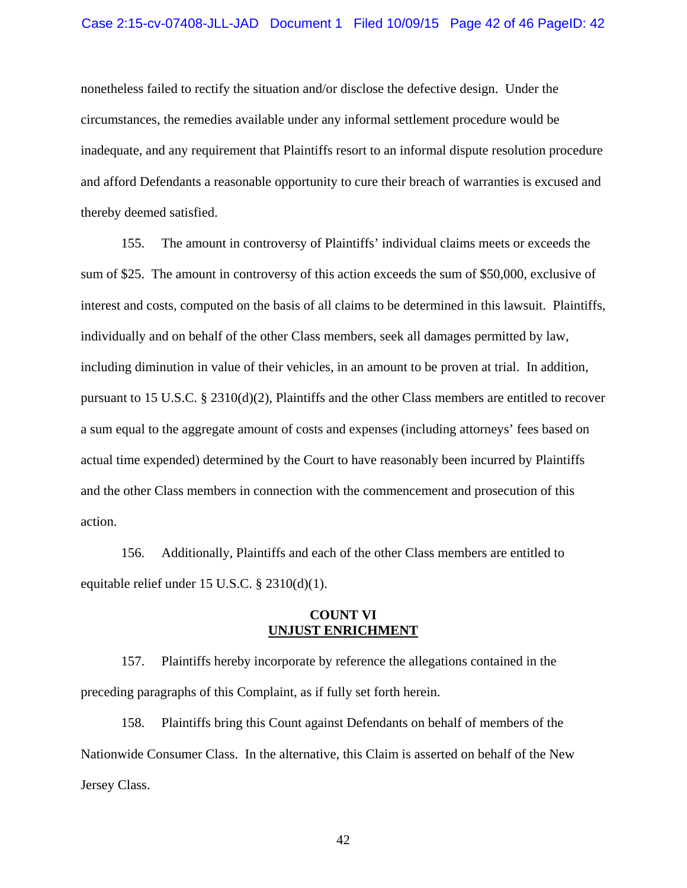nonetheless failed to rectify the situation and/or disclose the defective design. Under the circumstances, the remedies available under any informal settlement procedure would be inadequate, and any requirement that Plaintiffs resort to an informal dispute resolution procedure and afford Defendants a reasonable opportunity to cure their breach of warranties is excused and thereby deemed satisfied.

155. The amount in controversy of Plaintiffs' individual claims meets or exceeds the sum of $25. The amount in controversy of this action exceeds the sum of $50,000, exclusive of interest and costs, computed on the basis of all claims to be determined in this lawsuit. Plaintiffs, individually and on behalf of the other Class members, seek all damages permitted by law, including diminution in value of their vehicles, in an amount to be proven at trial. In addition, pursuant to 15 U.S.C. § 2310(d)(2), Plaintiffs and the other Class members are entitled to recover a sum equal to the aggregate amount of costs and expenses (including attorneys' fees based on actual time expended) determined by the Court to have reasonably been incurred by Plaintiffs and the other Class members in connection with the commencement and prosecution of this action.

156. Additionally, Plaintiffs and each of the other Class members are entitled to equitable relief under 15 U.S.C. § 2310(d)(1).

## COUNT VI
## UNJUST ENRICHMENT

157. Plaintiffs hereby incorporate by reference the allegations contained in the preceding paragraphs of this Complaint, as if fully set forth herein.

158. Plaintiffs bring this Count against Defendants on behalf of members of the Nationwide Consumer Class. In the alternative, this Claim is asserted on behalf of the New Jersey Class.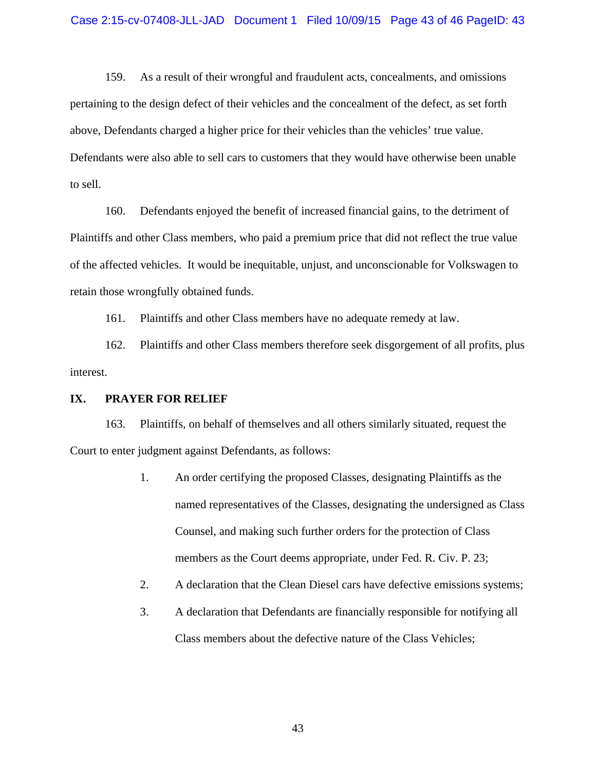159. As a result of their wrongful and fraudulent acts, concealments, and omissions pertaining to the design defect of their vehicles and the concealment of the defect, as set forth above, Defendants charged a higher price for their vehicles than the vehicles' true value. Defendants were also able to sell cars to customers that they would have otherwise been unable to sell.

160. Defendants enjoyed the benefit of increased financial gains, to the detriment of Plaintiffs and other Class members, who paid a premium price that did not reflect the true value of the affected vehicles. It would be inequitable, unjust, and unconscionable for Volkswagen to retain those wrongfully obtained funds.

161. Plaintiffs and other Class members have no adequate remedy at law.

162. Plaintiffs and other Class members therefore seek disgorgement of all profits, plus interest.

## IX. PRAYER FOR RELIEF

163. Plaintiffs, on behalf of themselves and all others similarly situated, request the Court to enter judgment against Defendants, as follows:

1. An order certifying the proposed Classes, designating Plaintiffs as the named representatives of the Classes, designating the undersigned as Class Counsel, and making such further orders for the protection of Class members as the Court deems appropriate, under Fed. R. Civ. P. 23;
2. A declaration that the Clean Diesel cars have defective emissions systems;
3. A declaration that Defendants are financially responsible for notifying all Class members about the defective nature of the Class Vehicles;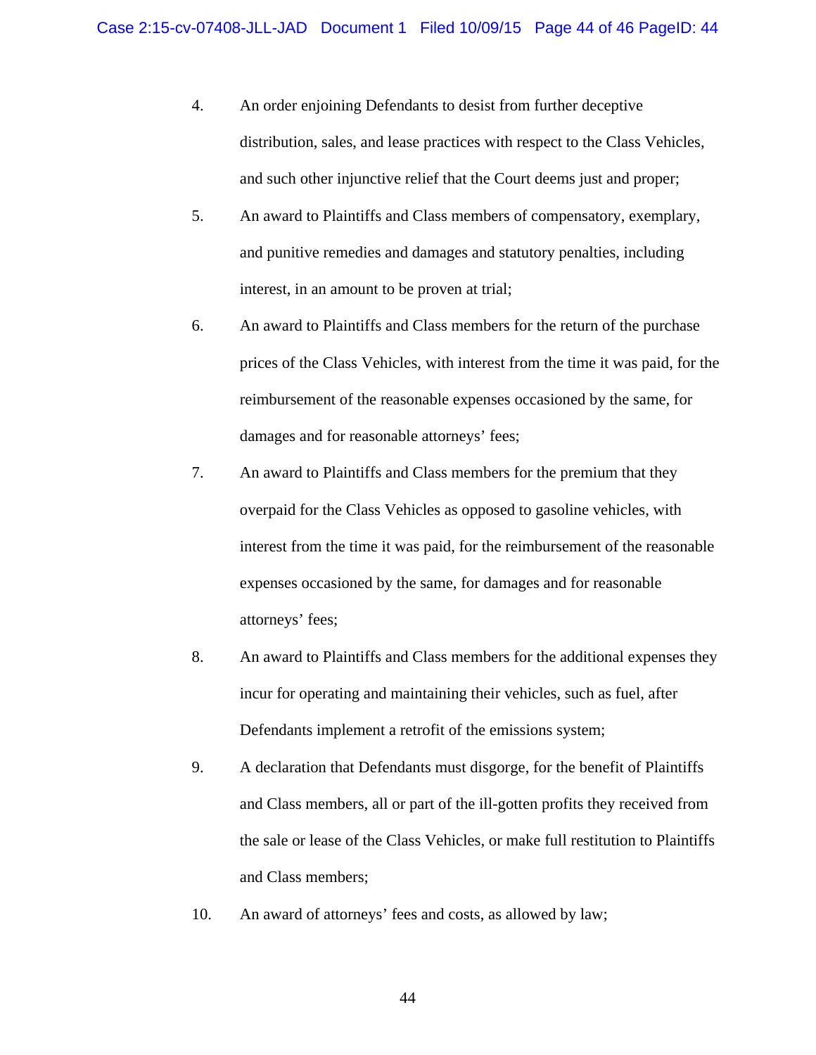4. An order enjoining Defendants to desist from further deceptive distribution, sales, and lease practices with respect to the Class Vehicles, and such other injunctive relief that the Court deems just and proper;

5. An award to Plaintiffs and Class members of compensatory, exemplary, and punitive remedies and damages and statutory penalties, including interest, in an amount to be proven at trial;

6. An award to Plaintiffs and Class members for the return of the purchase prices of the Class Vehicles, with interest from the time it was paid, for the reimbursement of the reasonable expenses occasioned by the same, for damages and for reasonable attorneys' fees;

7. An award to Plaintiffs and Class members for the premium that they overpaid for the Class Vehicles as opposed to gasoline vehicles, with interest from the time it was paid, for the reimbursement of the reasonable expenses occasioned by the same, for damages and for reasonable attorneys' fees;

8. An award to Plaintiffs and Class members for the additional expenses they incur for operating and maintaining their vehicles, such as fuel, after Defendants implement a retrofit of the emissions system;

9. A declaration that Defendants must disgorge, for the benefit of Plaintiffs and Class members, all or part of the ill-gotten profits they received from the sale or lease of the Class Vehicles, or make full restitution to Plaintiffs and Class members;

10. An award of attorneys' fees and costs, as allowed by law;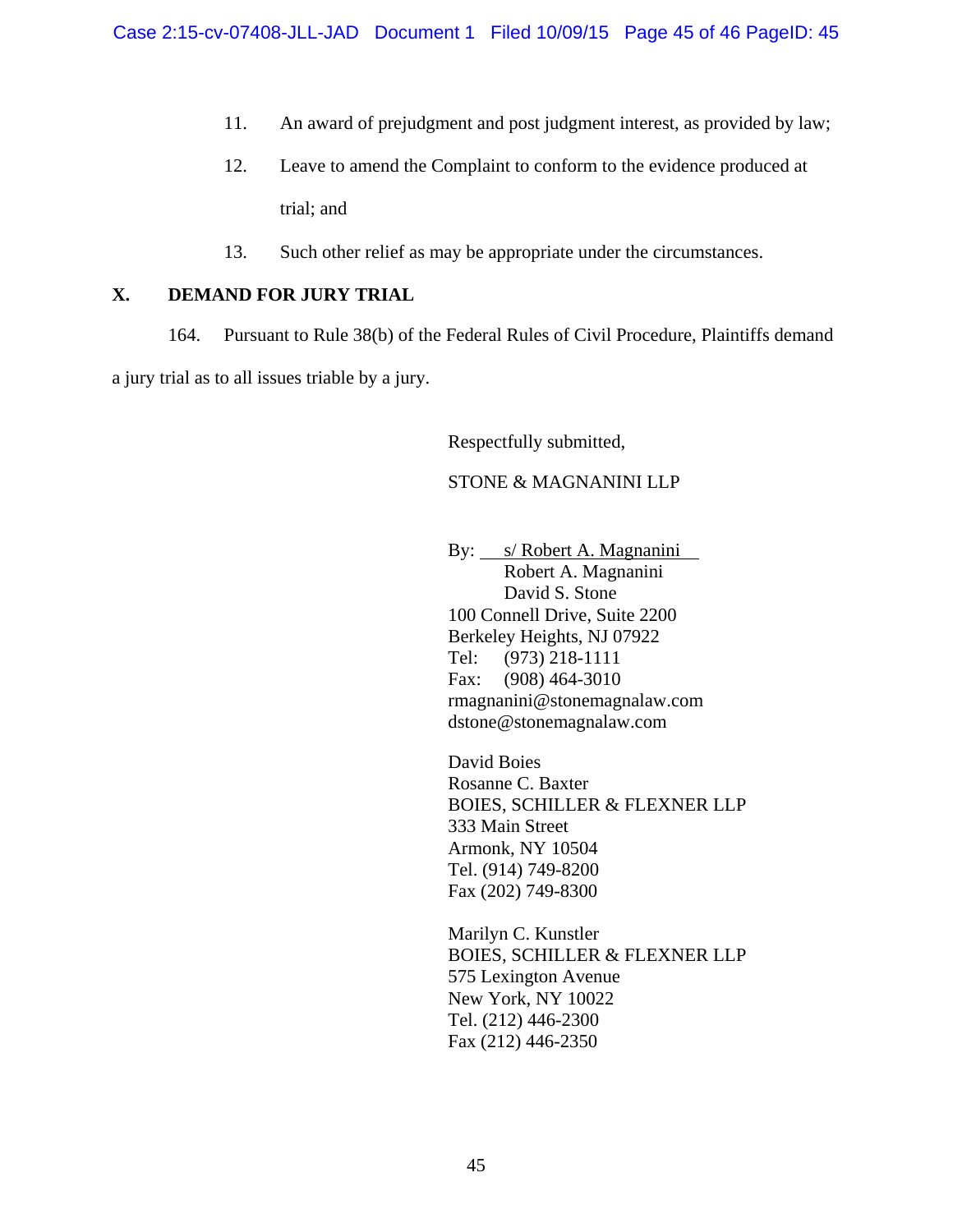11. An award of prejudgment and post judgment interest, as provided by law;

12. Leave to amend the Complaint to conform to the evidence produced at trial; and

13. Such other relief as may be appropriate under the circumstances.

## X. DEMAND FOR JURY TRIAL

164. Pursuant to Rule 38(b) of the Federal Rules of Civil Procedure, Plaintiffs demand a jury trial as to all issues triable by a jury.

Respectfully submitted,

STONE & MAGNANINI LLP

By: s/ Robert A. Magnanini
Robert A. Magnanini
David S. Stone
100 Connell Drive, Suite 2200
Berkeley Heights, NJ 07922
Tel: (973) 218-1111
Fax: (908) 464-3010
rmagnanini@stonemagnalaw.com
dstone@stonemagnalaw.com

David Boies
Rosanne C. Baxter
BOIES, SCHILLER & FLEXNER LLP
333 Main Street
Armonk, NY 10504
Tel. (914) 749-8200
Fax (202) 749-8300

Marilyn C. Kunstler
BOIES, SCHILLER & FLEXNER LLP
575 Lexington Avenue
New York, NY 10022
Tel. (212) 446-2300
Fax (212) 446-2350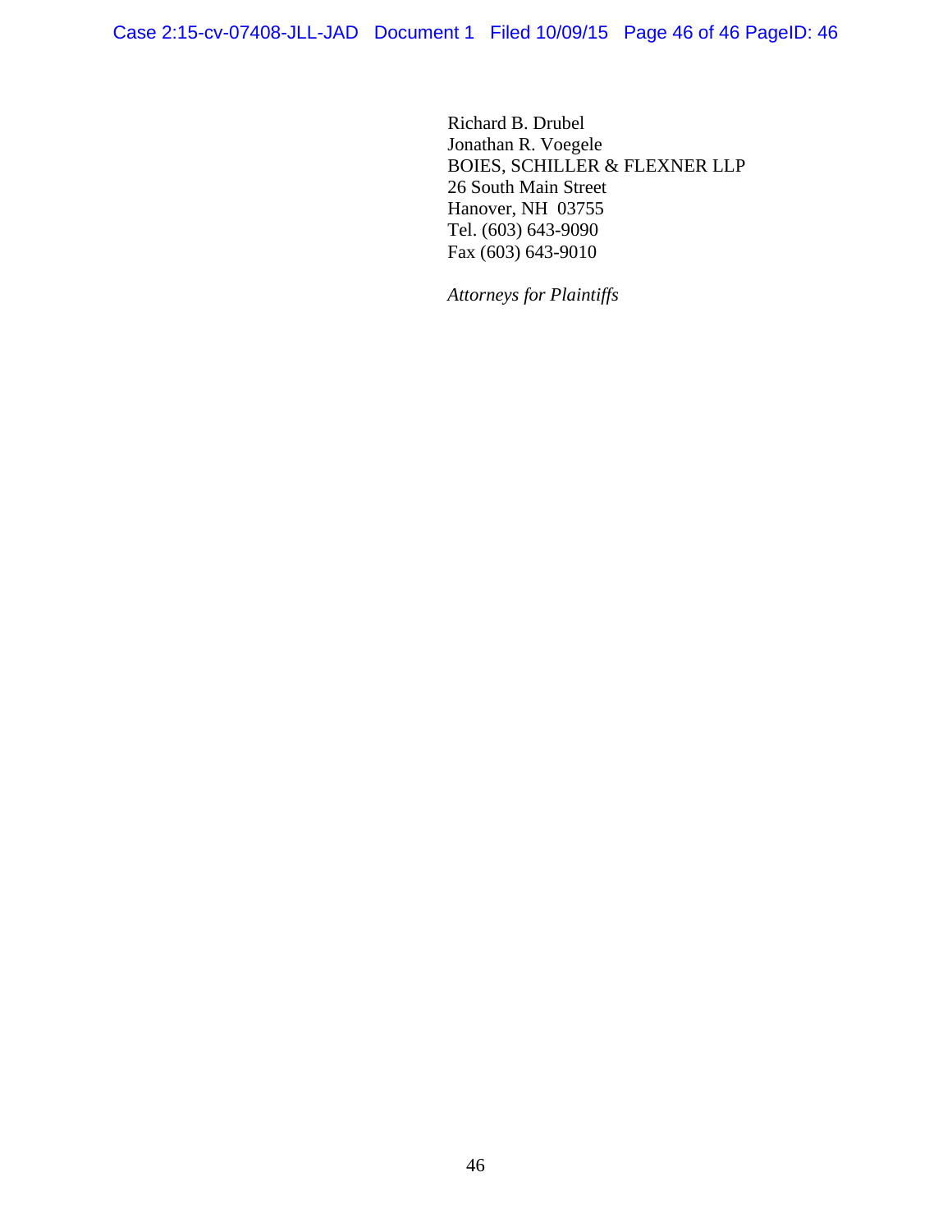Richard B. Drubel
Jonathan R. Voegele
BOIES, SCHILLER & FLEXNER LLP
26 South Main Street
Hanover, NH 03755
Tel. (603) 643-9090
Fax (603) 643-9010

*Attorneys for Plaintiffs*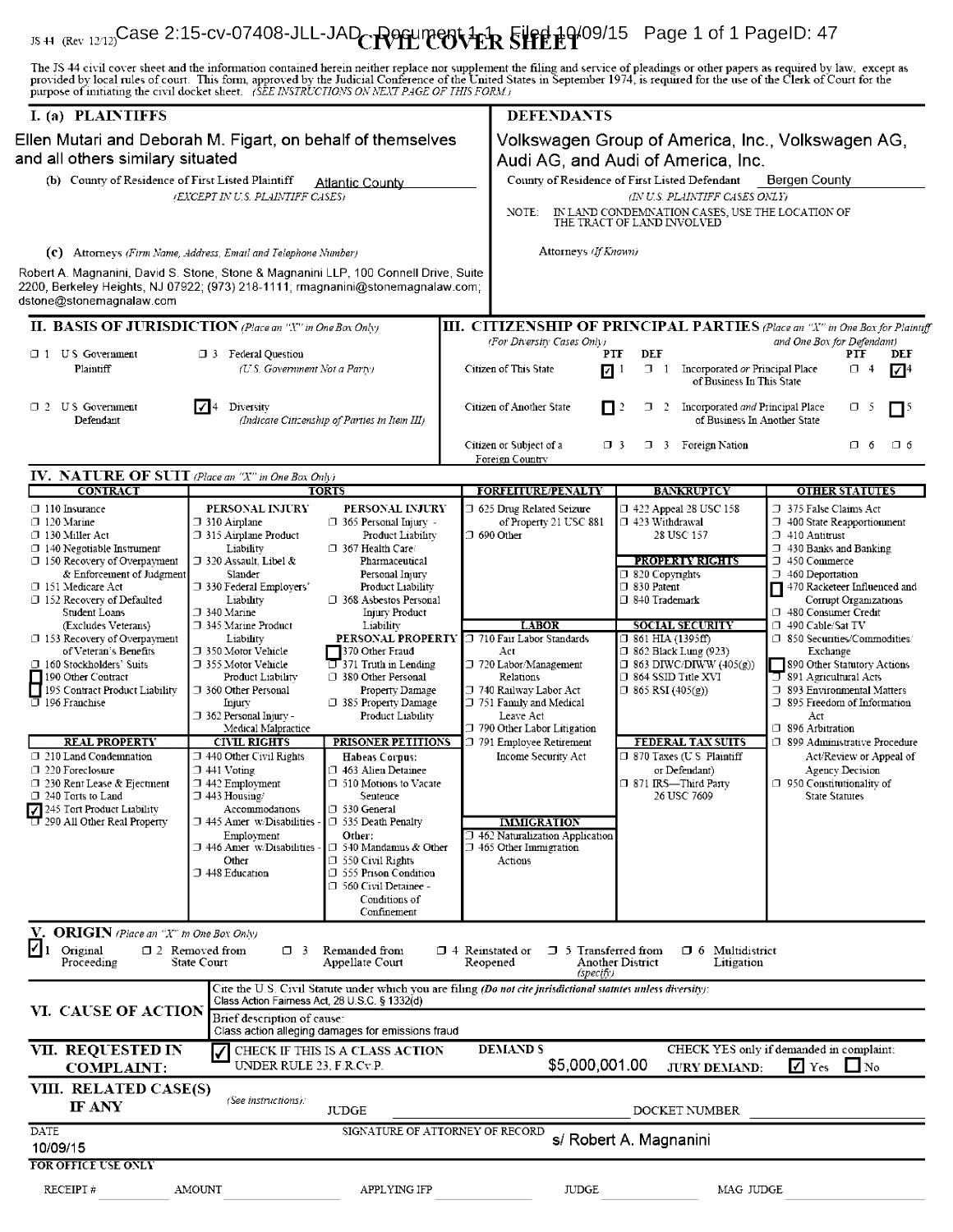JS 44 (Rev 12/12) Case 2:15-cv-07408-JLL-JAD Document 1-1 Filed 10/09/15 Page 1 of 1 PageID: 47

# CIVIL COVER SHEET

The JS 44 civil cover sheet and the information contained herein neither replace nor supplement the filing and service of pleadings or other papers as required by law, except as provided by local rules of court. This form, approved by the Judicial Conference of the United States in September 1974, is required for the use of the Clerk of Court for the purpose of initiating the civil docket sheet. *(SEE INSTRUCTIONS ON NEXT PAGE OF THIS FORM.)*

## I. (a) PLAINTIFFS

Ellen Mutari and Deborah M. Figart, on behalf of themselves and all others similary situated

(b) County of Residence of First Listed Plaintiff: Atlantic County
*(EXCEPT IN U.S. PLAINTIFF CASES)*

(c) Attorneys *(Firm Name, Address, Email and Telephone Number)*

Robert A. Magnanini, David S. Stone, Stone & Magnanini LLP, 100 Connell Drive, Suite 2200, Berkeley Heights, NJ 07922; (973) 218-1111; rmagnanini@stonemagnalaw.com; dstone@stonemagnalaw.com

## DEFENDANTS

Volkswagen Group of America, Inc., Volkswagen AG, Audi AG, and Audi of America, Inc.

County of Residence of First Listed Defendant: Bergen County
*(IN U.S. PLAINTIFF CASES ONLY)*

NOTE: IN LAND CONDEMNATION CASES, USE THE LOCATION OF THE TRACT OF LAND INVOLVED

Attorneys *(If Known)*

## II. BASIS OF JURISDICTION *(Place an "X" in One Box Only)*

- ☐ 1 U.S. Government Plaintiff
- ☐ 3 Federal Question *(U.S. Government Not a Party)*
- ☐ 2 U.S. Government Defendant
- ☑ 4 Diversity *(Indicate Citizenship of Parties in Item III)*

## III. CITIZENSHIP OF PRINCIPAL PARTIES *(Place an "X" in One Box for Plaintiff and One Box for Defendant)* *(For Diversity Cases Only)*

| | PTF | DEF | | PTF | DEF |
|---|---|---|---|---|---|
| Citizen of This State | ☑ 1 | ☐ 1 | Incorporated *or* Principal Place of Business In This State | ☐ 4 | ☑ 4 |
| Citizen of Another State | ☐ 2 | ☐ 2 | Incorporated *and* Principal Place of Business In Another State | ☐ 5 | ☐ 5 |
| Citizen or Subject of a Foreign Country | ☐ 3 | ☐ 3 | Foreign Nation | ☐ 6 | ☐ 6 |

## IV. NATURE OF SUIT *(Place an "X" in One Box Only)*

**CONTRACT**
- ☐ 110 Insurance
- ☐ 120 Marine
- ☐ 130 Miller Act
- ☐ 140 Negotiable Instrument
- ☐ 150 Recovery of Overpayment & Enforcement of Judgment
- ☐ 151 Medicare Act
- ☐ 152 Recovery of Defaulted Student Loans (Excludes Veterans)
- ☐ 153 Recovery of Overpayment of Veteran's Benefits
- ☐ 160 Stockholders' Suits
- ☐ 190 Other Contract
- ☐ 195 Contract Product Liability
- ☐ 196 Franchise

**REAL PROPERTY**
- ☐ 210 Land Condemnation
- ☐ 220 Foreclosure
- ☐ 230 Rent Lease & Ejectment
- ☐ 240 Torts to Land
- ☑ 245 Tort Product Liability
- ☐ 290 All Other Real Property

**TORTS — PERSONAL INJURY**
- ☐ 310 Airplane
- ☐ 315 Airplane Product Liability
- ☐ 320 Assault, Libel & Slander
- ☐ 330 Federal Employers' Liability
- ☐ 340 Marine
- ☐ 345 Marine Product Liability
- ☐ 350 Motor Vehicle
- ☐ 355 Motor Vehicle Product Liability
- ☐ 360 Other Personal Injury
- ☐ 362 Personal Injury - Medical Malpractice

**PERSONAL INJURY**
- ☐ 365 Personal Injury - Product Liability
- ☐ 367 Health Care/ Pharmaceutical Personal Injury Product Liability
- ☐ 368 Asbestos Personal Injury Product Liability

**PERSONAL PROPERTY**
- ☐ 370 Other Fraud
- ☐ 371 Truth in Lending
- ☐ 380 Other Personal Property Damage
- ☐ 385 Property Damage Product Liability

**CIVIL RIGHTS**
- ☐ 440 Other Civil Rights
- ☐ 441 Voting
- ☐ 442 Employment
- ☐ 443 Housing/ Accommodations
- ☐ 445 Amer. w/Disabilities - Employment
- ☐ 446 Amer. w/Disabilities - Other
- ☐ 448 Education

**PRISONER PETITIONS**
- Habeas Corpus:
- ☐ 463 Alien Detainee
- ☐ 510 Motions to Vacate Sentence
- ☐ 530 General
- ☐ 535 Death Penalty
- Other:
- ☐ 540 Mandamus & Other
- ☐ 550 Civil Rights
- ☐ 555 Prison Condition
- ☐ 560 Civil Detainee - Conditions of Confinement

**FORFEITURE/PENALTY**
- ☐ 625 Drug Related Seizure of Property 21 USC 881
- ☐ 690 Other

**LABOR**
- ☐ 710 Fair Labor Standards Act
- ☐ 720 Labor/Management Relations
- ☐ 740 Railway Labor Act
- ☐ 751 Family and Medical Leave Act
- ☐ 790 Other Labor Litigation
- ☐ 791 Employee Retirement Income Security Act

**IMMIGRATION**
- ☐ 462 Naturalization Application
- ☐ 465 Other Immigration Actions

**BANKRUPTCY**
- ☐ 422 Appeal 28 USC 158
- ☐ 423 Withdrawal 28 USC 157

**PROPERTY RIGHTS**
- ☐ 820 Copyrights
- ☐ 830 Patent
- ☐ 840 Trademark

**SOCIAL SECURITY**
- ☐ 861 HIA (1395ff)
- ☐ 862 Black Lung (923)
- ☐ 863 DIWC/DIWW (405(g))
- ☐ 864 SSID Title XVI
- ☐ 865 RSI (405(g))

**FEDERAL TAX SUITS**
- ☐ 870 Taxes (U.S. Plaintiff or Defendant)
- ☐ 871 IRS—Third Party 26 USC 7609

**OTHER STATUTES**
- ☐ 375 False Claims Act
- ☐ 400 State Reapportionment
- ☐ 410 Antitrust
- ☐ 430 Banks and Banking
- ☐ 450 Commerce
- ☐ 460 Deportation
- ☐ 470 Racketeer Influenced and Corrupt Organizations
- ☐ 480 Consumer Credit
- ☐ 490 Cable/Sat TV
- ☐ 850 Securities/Commodities/ Exchange
- ☐ 890 Other Statutory Actions
- ☐ 891 Agricultural Acts
- ☐ 893 Environmental Matters
- ☐ 895 Freedom of Information Act
- ☐ 896 Arbitration
- ☐ 899 Administrative Procedure Act/Review or Appeal of Agency Decision
- ☐ 950 Constitutionality of State Statutes

## V. ORIGIN *(Place an "X" in One Box Only)*

- ☑ 1 Original Proceeding
- ☐ 2 Removed from State Court
- ☐ 3 Remanded from Appellate Court
- ☐ 4 Reinstated or Reopened
- ☐ 5 Transferred from Another District *(specify)*
- ☐ 6 Multidistrict Litigation

## VI. CAUSE OF ACTION

Cite the U.S. Civil Statute under which you are filing *(Do not cite jurisdictional statutes unless diversity)*:
Class Action Fairness Act, 28 U.S.C. § 1332(d)

Brief description of cause:
Class action alleging damages for emissions fraud

## VII. REQUESTED IN COMPLAINT:

☑ CHECK IF THIS IS A CLASS ACTION UNDER RULE 23, F.R.Cv.P.

DEMAND $ $5,000,001.00

CHECK YES only if demanded in complaint: JURY DEMAND: ☑ Yes ☐ No

## VIII. RELATED CASE(S) IF ANY

*(See instructions):* JUDGE ________ DOCKET NUMBER ________

DATE: 10/09/15

SIGNATURE OF ATTORNEY OF RECORD: s/ Robert A. Magnanini

**FOR OFFICE USE ONLY**

RECEIPT # ______ AMOUNT ______ APPLYING IFP ______ JUDGE ______ MAG. JUDGE ______